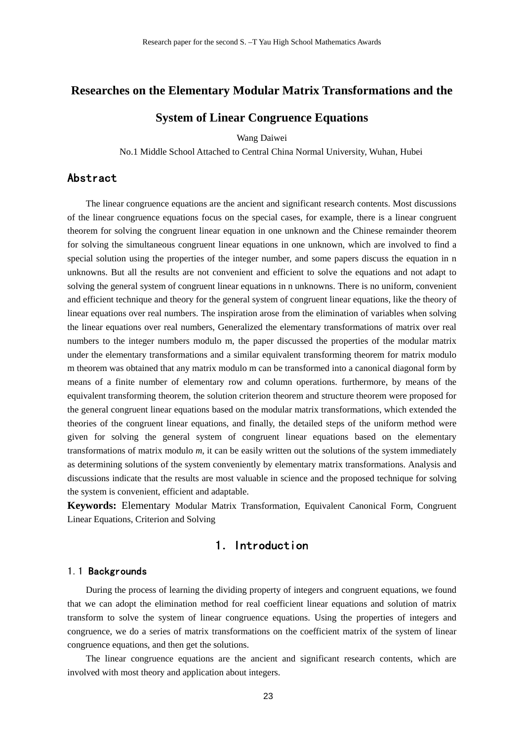# Researches on the Elementary Modular Matrix Transformations and the System of Linear Congruence Equations

Wang Daiwei

No.1 Middle School Attached to Central China Normal University, Wuhan, Hubei

## Abstract

The linear congruence equations are the ancient and significant research contents. Most discussions of the linear congruence equations focus on the special cases, for example, there is a linear congruent theorem for solving the congruent linear equation in one unknown and the Chinese remainder theorem for solving the simultaneous congruent linear equations in one unknown, which are involved to find a special solution using the properties of the integer number, and some papers discuss the equation in n unknowns. But all the results are not convenient and efficient to solve the equations and not adapt to solving the general system of congruent linear equations in n unknowns. There is no uniform, convenient and efficient technique and theory for the general system of congruent linear equations, like the theory of linear equations over real numbers. The inspiration arose from the elimination of variables when solving the linear equations over real numbers, Generalized the elementary transformations of matrix over real numbers to the integer numbers modulo m, the paper discussed the properties of the modular matrix under the elementary transformations and a similar equivalent transforming theorem for matrix modulo m theorem was obtained that any matrix modulo m can be transformed into a canonical diagonal form by means of a finite number of elementary row and column operations. furthermore, by means of the equivalent transforming theorem, the solution criterion theorem and structure theorem were proposed for the general congruent linear equations based on the modular matrix transformations, which extended the theories of the congruent linear equations, and finally, the detailed steps of the uniform method were given for solving the general system of congruent linear equations based on the elementary transformations of matrix modulo *m*, it can be easily written out the solutions of the system immediately as determining solutions of the system conveniently by elementary matrix transformations. Analysis and discussions indicate that the results are most valuable in science and the proposed technique for solving the system is convenient, efficient and adaptable.

**Keywords:** Elementary Modular Matrix Transformation, Equivalent Canonical Form, Congruent Linear Equations, Criterion and Solving

## 1. Introduction

### 1.1 Backgrounds

During the process of learning the dividing property of integers and congruent equations, we found that we can adopt the elimination method for real coefficient linear equations and solution of matrix transform to solve the system of linear congruence equations. Using the properties of integers and congruence, we do a series of matrix transformations on the coefficient matrix of the system of linear congruence equations, and then get the solutions.

The linear congruence equations are the ancient and significant research contents, which are involved with most theory and application about integers.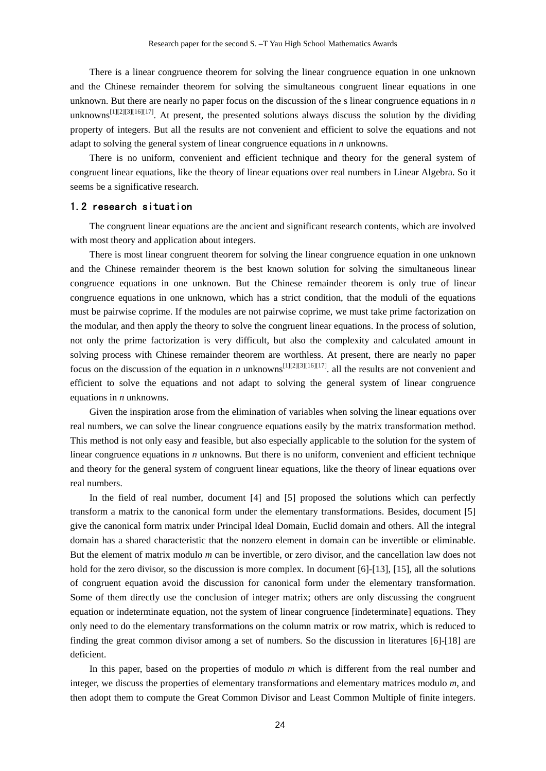There is a linear congruence theorem for solving the linear congruence equation in one unknown and the Chinese remainder theorem for solving the simultaneous congruent linear equations in one unknown. But there are nearly no paper focus on the discussion of the s linear congruence equations in *n* unknowns[1][2][3][16][17]. At present, the presented solutions always discuss the solution by the dividing property of integers. But all the results are not convenient and efficient to solve the equations and not adapt to solving the general system of linear congruence equations in *n* unknowns.

There is no uniform, convenient and efficient technique and theory for the general system of congruent linear equations, like the theory of linear equations over real numbers in Linear Algebra. So it seems be a significative research.

### 1.2 research situation

The congruent linear equations are the ancient and significant research contents, which are involved with most theory and application about integers.

There is most linear congruent theorem for solving the linear congruence equation in one unknown and the Chinese remainder theorem is the best known solution for solving the simultaneous linear congruence equations in one unknown. But the Chinese remainder theorem is only true of linear congruence equations in one unknown, which has a strict condition, that the moduli of the equations must be pairwise coprime. If the modules are not pairwise coprime, we must take prime factorization on the modular, and then apply the theory to solve the congruent linear equations. In the process of solution, not only the prime factorization is very difficult, but also the complexity and calculated amount in solving process with Chinese remainder theorem are worthless. At present, there are nearly no paper focus on the discussion of the equation in *n* unknowns[1][2][3][16][17]. all the results are not convenient and efficient to solve the equations and not adapt to solving the general system of linear congruence equations in *n* unknowns.

Given the inspiration arose from the elimination of variables when solving the linear equations over real numbers, we can solve the linear congruence equations easily by the matrix transformation method. This method is not only easy and feasible, but also especially applicable to the solution for the system of linear congruence equations in *n* unknowns. But there is no uniform, convenient and efficient technique and theory for the general system of congruent linear equations, like the theory of linear equations over real numbers.

In the field of real number, document [4] and [5] proposed the solutions which can perfectly transform a matrix to the canonical form under the elementary transformations. Besides, document [5] give the canonical form matrix under Principal Ideal Domain, Euclid domain and others. All the integral domain has a shared characteristic that the nonzero element in domain can be invertible or eliminable. But the element of matrix modulo *m* can be invertible, or zero divisor, and the cancellation law does not hold for the zero divisor, so the discussion is more complex. In document [6]-[13], [15], all the solutions of congruent equation avoid the discussion for canonical form under the elementary transformation. Some of them directly use the conclusion of integer matrix; others are only discussing the congruent equation or indeterminate equation, not the system of linear congruence [indeterminate] equations. They only need to do the elementary transformations on the column matrix or row matrix, which is reduced to finding the great common divisor among a set of numbers. So the discussion in literatures [6]-[18] are deficient.

In this paper, based on the properties of modulo *m* which is different from the real number and integer, we discuss the properties of elementary transformations and elementary matrices modulo *m*, and then adopt them to compute the Great Common Divisor and Least Common Multiple of finite integers.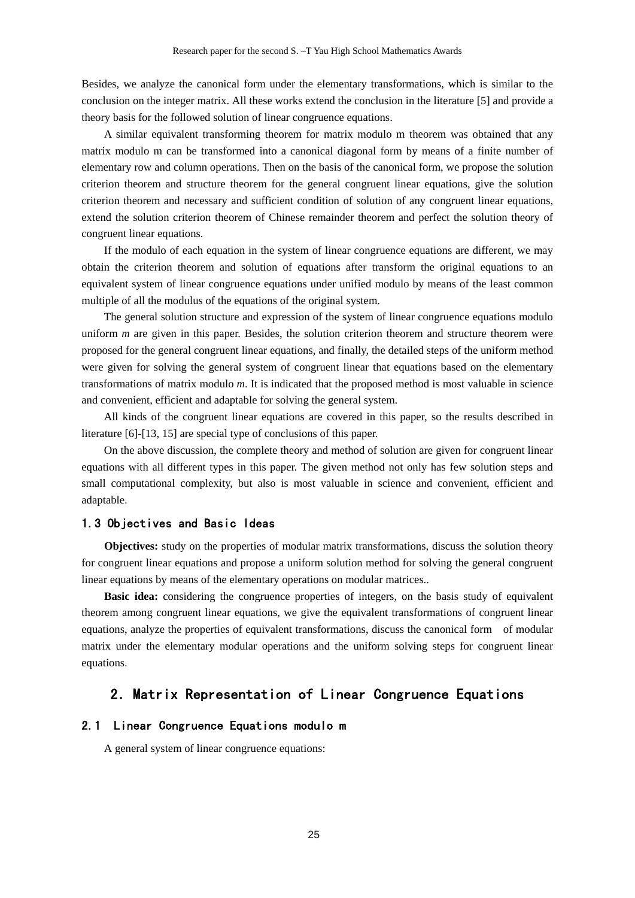Besides, we analyze the canonical form under the elementary transformations, which is similar to the conclusion on the integer matrix. All these works extend the conclusion in the literature [5] and provide a theory basis for the followed solution of linear congruence equations.

A similar equivalent transforming theorem for matrix modulo m theorem was obtained that any matrix modulo m can be transformed into a canonical diagonal form by means of a finite number of elementary row and column operations. Then on the basis of the canonical form, we propose the solution criterion theorem and structure theorem for the general congruent linear equations, give the solution criterion theorem and necessary and sufficient condition of solution of any congruent linear equations, extend the solution criterion theorem of Chinese remainder theorem and perfect the solution theory of congruent linear equations.

If the modulo of each equation in the system of linear congruence equations are different, we may obtain the criterion theorem and solution of equations after transform the original equations to an equivalent system of linear congruence equations under unified modulo by means of the least common multiple of all the modulus of the equations of the original system.

The general solution structure and expression of the system of linear congruence equations modulo uniform *m* are given in this paper. Besides, the solution criterion theorem and structure theorem were proposed for the general congruent linear equations, and finally, the detailed steps of the uniform method were given for solving the general system of congruent linear that equations based on the elementary transformations of matrix modulo *m*. It is indicated that the proposed method is most valuable in science and convenient, efficient and adaptable for solving the general system.

All kinds of the congruent linear equations are covered in this paper, so the results described in literature [6]-[13, 15] are special type of conclusions of this paper.

On the above discussion, the complete theory and method of solution are given for congruent linear equations with all different types in this paper. The given method not only has few solution steps and small computational complexity, but also is most valuable in science and convenient, efficient and adaptable.

### 1.3 Objectives and Basic Ideas

**Objectives:** study on the properties of modular matrix transformations, discuss the solution theory for congruent linear equations and propose a uniform solution method for solving the general congruent linear equations by means of the elementary operations on modular matrices..

**Basic idea:** considering the congruence properties of integers, on the basis study of equivalent theorem among congruent linear equations, we give the equivalent transformations of congruent linear equations, analyze the properties of equivalent transformations, discuss the canonical form of modular matrix under the elementary modular operations and the uniform solving steps for congruent linear equations.

## 2. Matrix Representation of Linear Congruence Equations

### 2.1 Linear Congruence Equations modulo m

A general system of linear congruence equations: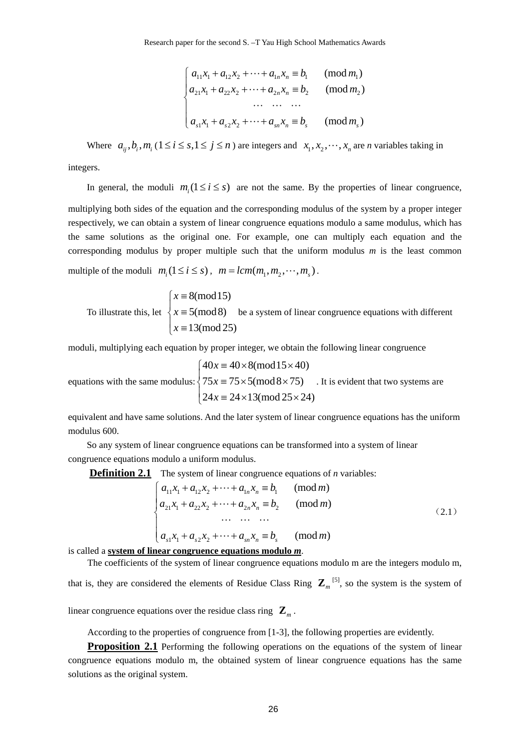$$\begin{cases} a_{11}x_1 + a_{12}x_2 + \cdots + a_{1n}x_n \equiv b_1 & (\bmod m_1) \\ a_{21}x_1 + a_{22}x_2 + \cdots + a_{2n}x_n \equiv b_2 & (\bmod m_2) \\ \cdots \quad \cdots \quad \cdots \\ a_{s1}x_1 + a_{s2}x_2 + \cdots + a_{sn}x_n \equiv b_s & (\bmod m_s) \end{cases}$$

Where $a_{ij}, b_i, m_i$ ($1 \le i \le s, 1 \le j \le n$) are integers and $x_1, x_2, \cdots, x_n$ are *n* variables taking in integers.

In general, the moduli $m_i (1 \le i \le s)$ are not the same. By the properties of linear congruence, multiplying both sides of the equation and the corresponding modulus of the system by a proper integer respectively, we can obtain a system of linear congruence equations modulo a same modulus, which has the same solutions as the original one. For example, one can multiply each equation and the corresponding modulus by proper multiple such that the uniform modulus *m* is the least common multiple of the moduli $m_i (1 \le i \le s)$, $m = lcm(m_1, m_2, \cdots, m_s)$.

To illustrate this, let $\begin{cases} x \equiv 8(\bmod 15) \\ x \equiv 5(\bmod 8) \\ x \equiv 13(\bmod 25) \end{cases}$ be a system of linear congruence equations with different moduli, multiplying each equation by proper integer, we obtain the following linear congruence equations with the same modulus: $\begin{cases} 40x \equiv 40 \times 8(\bmod 15 \times 40) \\ 75x \equiv 75 \times 5(\bmod 8 \times 75) \\ 24x \equiv 24 \times 13(\bmod 25 \times 24) \end{cases}$. It is evident that two systems are equivalent and have same solutions. And the later system of linear congruence equations has the uniform modulus 600.

So any system of linear congruence equations can be transformed into a system of linear congruence equations modulo a uniform modulus.

**Definition 2.1** The system of linear congruence equations of *n* variables:

$$\begin{cases} a_{11}x_1 + a_{12}x_2 + \cdots + a_{1n}x_n \equiv b_1 & (\bmod m) \\ a_{21}x_1 + a_{22}x_2 + \cdots + a_{2n}x_n \equiv b_2 & (\bmod m) \\ \cdots \quad \cdots \quad \cdots \\ a_{s1}x_1 + a_{s2}x_2 + \cdots + a_{sn}x_n \equiv b_s & (\bmod m) \end{cases} \tag{2.1}$$

is called a **system of linear congruence equations modulo *m***.

The coefficients of the system of linear congruence equations modulo m are the integers modulo m, that is, they are considered the elements of Residue Class Ring $\mathbf{Z}_m$ [5], so the system is the system of linear congruence equations over the residue class ring $\mathbf{Z}_m$.

According to the properties of congruence from [1-3], the following properties are evidently.

**Proposition 2.1** Performing the following operations on the equations of the system of linear congruence equations modulo m, the obtained system of linear congruence equations has the same solutions as the original system.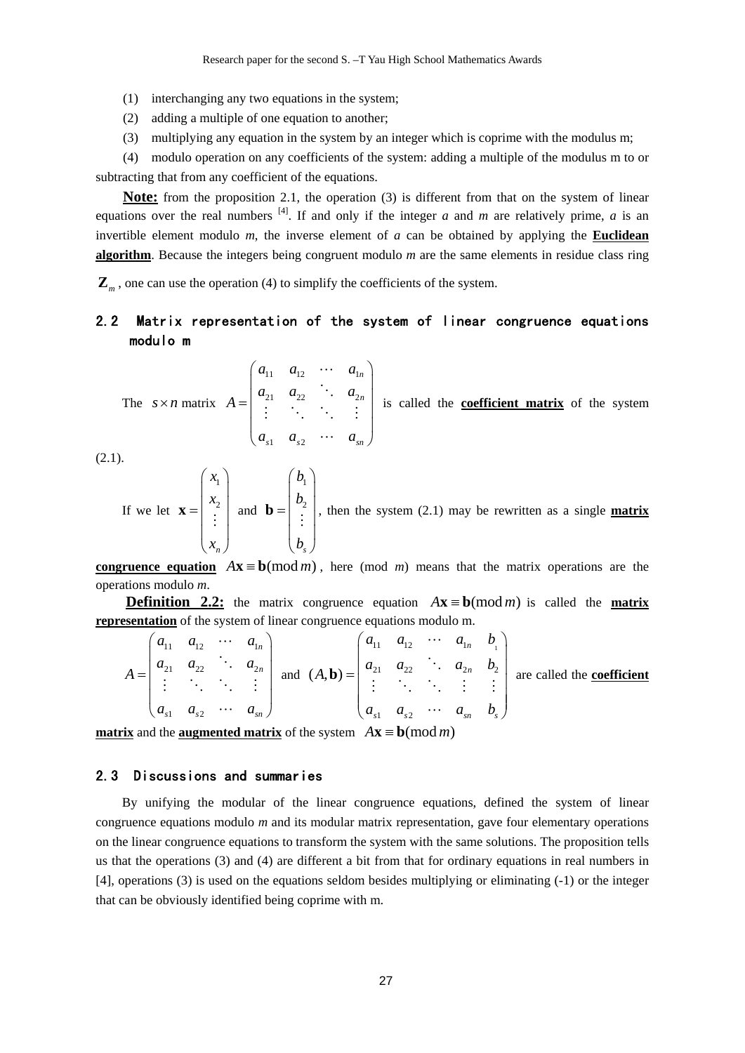(1) interchanging any two equations in the system;

(2) adding a multiple of one equation to another;

(3) multiplying any equation in the system by an integer which is coprime with the modulus m;

(4) modulo operation on any coefficients of the system: adding a multiple of the modulus m to or subtracting that from any coefficient of the equations.

**Note:** from the proposition 2.1, the operation (3) is different from that on the system of linear equations over the real numbers [4]. If and only if the integer $a$ and $m$ are relatively prime, $a$ is an invertible element modulo $m$, the inverse element of $a$ can be obtained by applying the **Euclidean algorithm**. Because the integers being congruent modulo $m$ are the same elements in residue class ring $\mathbf{Z}_m$, one can use the operation (4) to simplify the coefficients of the system.

## 2.2 Matrix representation of the system of linear congruence equations modulo m

The $s \times n$ matrix $A = \begin{pmatrix} a_{11} & a_{12} & \cdots & a_{1n} \\ a_{21} & a_{22} & \ddots & a_{2n} \\ \vdots & \ddots & \ddots & \vdots \\ a_{s1} & a_{s2} & \cdots & a_{sn} \end{pmatrix}$ is called the **coefficient matrix** of the system (2.1).

If we let $\mathbf{x} = \begin{pmatrix} x_1 \\ x_2 \\ \vdots \\ x_n \end{pmatrix}$ and $\mathbf{b} = \begin{pmatrix} b_1 \\ b_2 \\ \vdots \\ b_s \end{pmatrix}$, then the system (2.1) may be rewritten as a single **matrix congruence equation** $A\mathbf{x} \equiv \mathbf{b} (\bmod\, m)$, here (mod $m$) means that the matrix operations are the operations modulo $m$.

**Definition 2.2:** the matrix congruence equation $A\mathbf{x} \equiv \mathbf{b} (\bmod\, m)$ is called the **matrix representation** of the system of linear congruence equations modulo m.

$A = \begin{pmatrix} a_{11} & a_{12} & \cdots & a_{1n} \\ a_{21} & a_{22} & \ddots & a_{2n} \\ \vdots & \ddots & \ddots & \vdots \\ a_{s1} & a_{s2} & \cdots & a_{sn} \end{pmatrix}$ and $(A, \mathbf{b}) = \begin{pmatrix} a_{11} & a_{12} & \cdots & a_{1n} & b_1 \\ a_{21} & a_{22} & \ddots & a_{2n} & b_2 \\ \vdots & \ddots & \ddots & \vdots & \vdots \\ a_{s1} & a_{s2} & \cdots & a_{sn} & b_s \end{pmatrix}$ are called the **coefficient matrix** and the **augmented matrix** of the system $A\mathbf{x} \equiv \mathbf{b} (\bmod\, m)$

## 2.3 Discussions and summaries

By unifying the modular of the linear congruence equations, defined the system of linear congruence equations modulo $m$ and its modular matrix representation, gave four elementary operations on the linear congruence equations to transform the system with the same solutions. The proposition tells us that the operations (3) and (4) are different a bit from that for ordinary equations in real numbers in [4], operations (3) is used on the equations seldom besides multiplying or eliminating (-1) or the integer that can be obviously identified being coprime with m.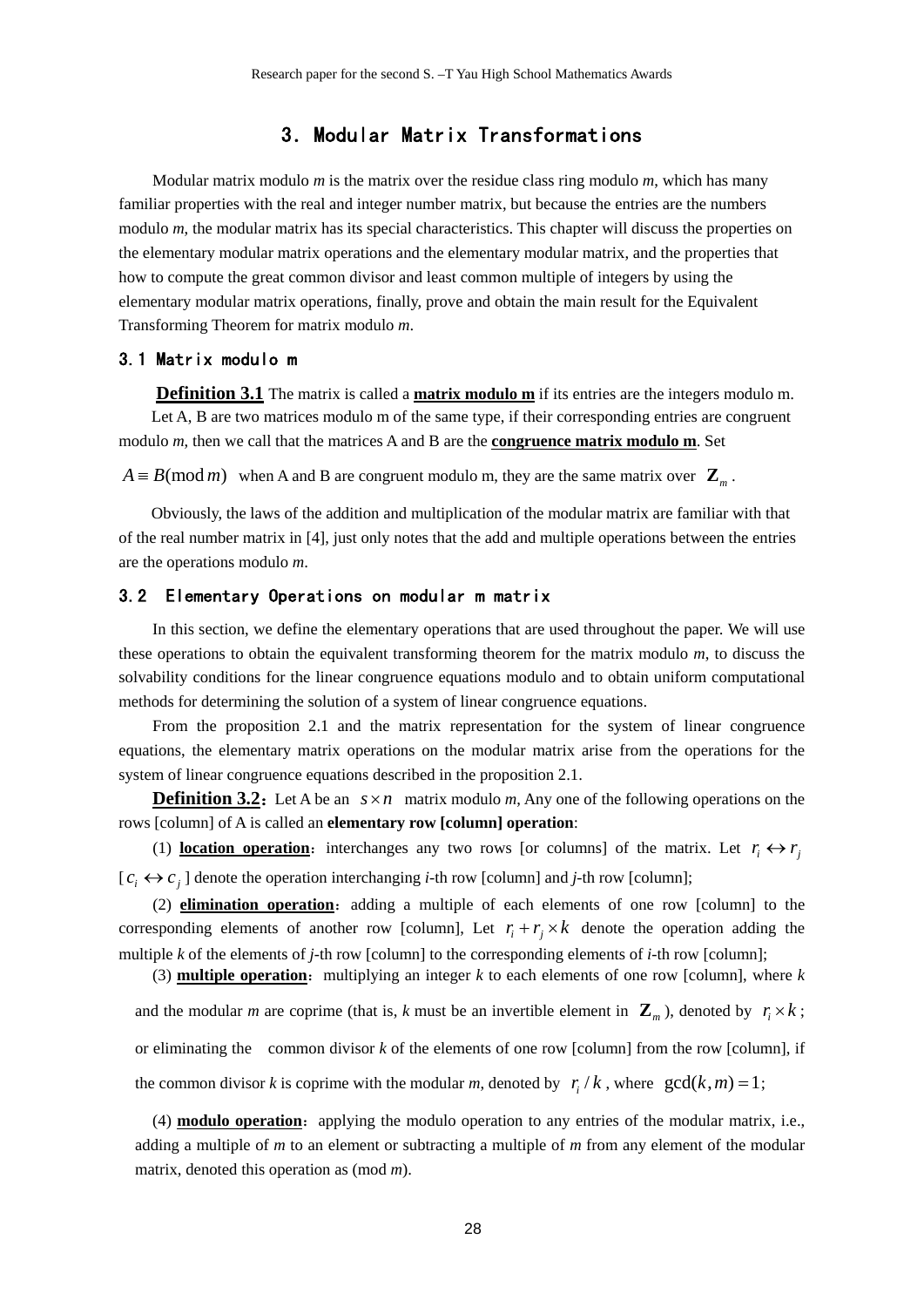# 3. Modular Matrix Transformations

Modular matrix modulo *m* is the matrix over the residue class ring modulo *m*, which has many familiar properties with the real and integer number matrix, but because the entries are the numbers modulo *m*, the modular matrix has its special characteristics. This chapter will discuss the properties on the elementary modular matrix operations and the elementary modular matrix, and the properties that how to compute the great common divisor and least common multiple of integers by using the elementary modular matrix operations, finally, prove and obtain the main result for the Equivalent Transforming Theorem for matrix modulo *m*.

## 3.1 Matrix modulo m

**Definition 3.1** The matrix is called a **matrix modulo m** if its entries are the integers modulo m.

Let A, B are two matrices modulo m of the same type, if their corresponding entries are congruent modulo *m*, then we call that the matrices A and B are the **congruence matrix modulo m**. Set

$A \equiv B (\bmod m)$ when A and B are congruent modulo m, they are the same matrix over $\mathbf{Z}_m$.

Obviously, the laws of the addition and multiplication of the modular matrix are familiar with that of the real number matrix in [4], just only notes that the add and multiple operations between the entries are the operations modulo *m*.

## 3.2 Elementary Operations on modular m matrix

In this section, we define the elementary operations that are used throughout the paper. We will use these operations to obtain the equivalent transforming theorem for the matrix modulo *m*, to discuss the solvability conditions for the linear congruence equations modulo and to obtain uniform computational methods for determining the solution of a system of linear congruence equations.

From the proposition 2.1 and the matrix representation for the system of linear congruence equations, the elementary matrix operations on the modular matrix arise from the operations for the system of linear congruence equations described in the proposition 2.1.

**Definition 3.2**: Let A be an $s \times n$ matrix modulo *m*, Any one of the following operations on the rows [column] of A is called an **elementary row [column] operation**:

(1) **location operation**: interchanges any two rows [or columns] of the matrix. Let $r_i \leftrightarrow r_j$ [$c_i \leftrightarrow c_j$] denote the operation interchanging *i*-th row [column] and *j*-th row [column];

(2) **elimination operation**: adding a multiple of each elements of one row [column] to the corresponding elements of another row [column], Let $r_i + r_j \times k$ denote the operation adding the multiple *k* of the elements of *j*-th row [column] to the corresponding elements of *i*-th row [column];

(3) **multiple operation**: multiplying an integer *k* to each elements of one row [column], where *k* and the modular *m* are coprime (that is, *k* must be an invertible element in $\mathbf{Z}_m$), denoted by $r_i \times k$; or eliminating the common divisor *k* of the elements of one row [column] from the row [column], if the common divisor *k* is coprime with the modular *m*, denoted by $r_i / k$, where $\gcd(k, m) = 1$;

(4) **modulo operation**: applying the modulo operation to any entries of the modular matrix, i.e., adding a multiple of *m* to an element or subtracting a multiple of *m* from any element of the modular matrix, denoted this operation as (mod *m*).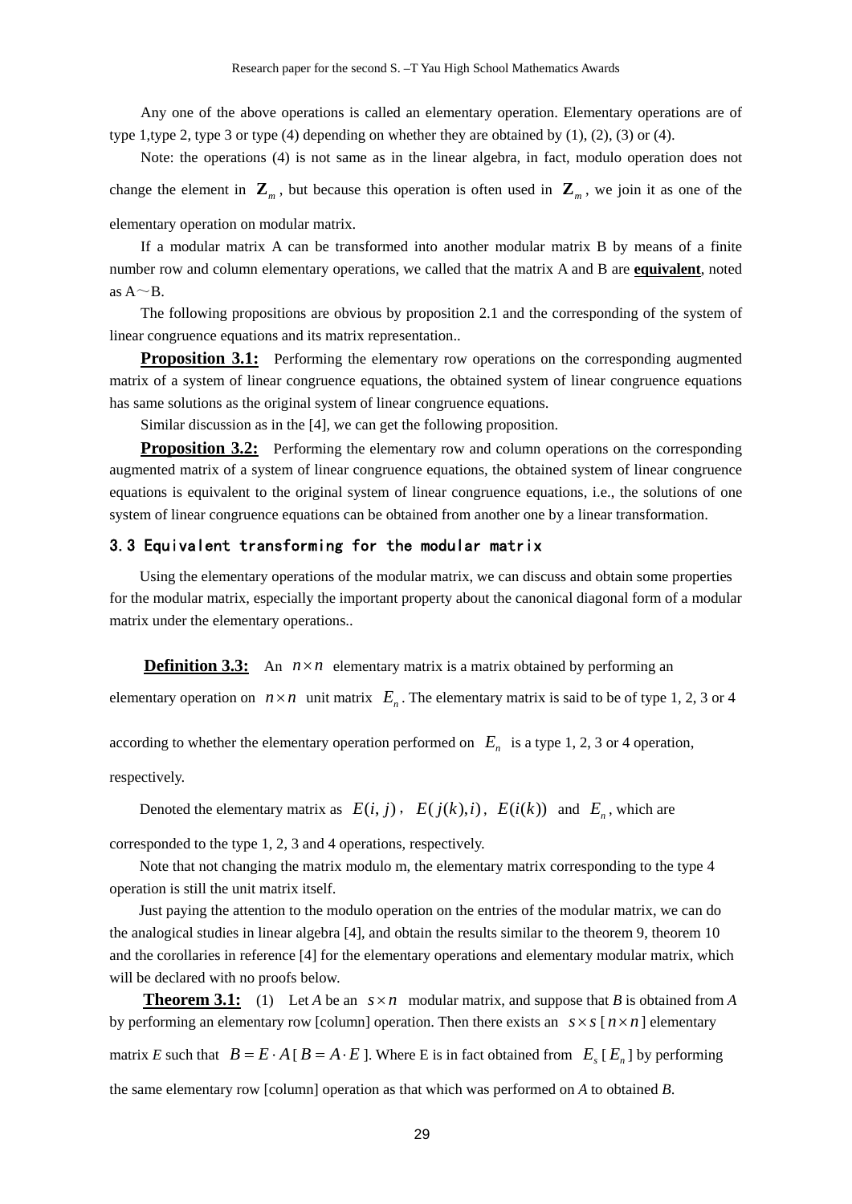Any one of the above operations is called an elementary operation. Elementary operations are of type 1,type 2, type 3 or type (4) depending on whether they are obtained by (1), (2), (3) or (4).

Note: the operations (4) is not same as in the linear algebra, in fact, modulo operation does not change the element in $\mathbf{Z}_m$, but because this operation is often used in $\mathbf{Z}_m$, we join it as one of the elementary operation on modular matrix.

If a modular matrix A can be transformed into another modular matrix B by means of a finite number row and column elementary operations, we called that the matrix A and B are **equivalent**, noted as A～B.

The following propositions are obvious by proposition 2.1 and the corresponding of the system of linear congruence equations and its matrix representation..

**Proposition 3.1:** Performing the elementary row operations on the corresponding augmented matrix of a system of linear congruence equations, the obtained system of linear congruence equations has same solutions as the original system of linear congruence equations.

Similar discussion as in the [4], we can get the following proposition.

**Proposition 3.2:** Performing the elementary row and column operations on the corresponding augmented matrix of a system of linear congruence equations, the obtained system of linear congruence equations is equivalent to the original system of linear congruence equations, i.e., the solutions of one system of linear congruence equations can be obtained from another one by a linear transformation.

### 3.3 Equivalent transforming for the modular matrix

Using the elementary operations of the modular matrix, we can discuss and obtain some properties for the modular matrix, especially the important property about the canonical diagonal form of a modular matrix under the elementary operations..

**Definition 3.3:** An $n \times n$ elementary matrix is a matrix obtained by performing an elementary operation on $n \times n$ unit matrix $E_n$. The elementary matrix is said to be of type 1, 2, 3 or 4 according to whether the elementary operation performed on $E_n$ is a type 1, 2, 3 or 4 operation, respectively.

Denoted the elementary matrix as $E(i, j)$, $E(j(k), i)$, $E(i(k))$ and $E_n$, which are corresponded to the type 1, 2, 3 and 4 operations, respectively.

Note that not changing the matrix modulo m, the elementary matrix corresponding to the type 4 operation is still the unit matrix itself.

Just paying the attention to the modulo operation on the entries of the modular matrix, we can do the analogical studies in linear algebra [4], and obtain the results similar to the theorem 9, theorem 10 and the corollaries in reference [4] for the elementary operations and elementary modular matrix, which will be declared with no proofs below.

**Theorem 3.1:** (1) Let *A* be an $s \times n$ modular matrix, and suppose that *B* is obtained from *A* by performing an elementary row [column] operation. Then there exists an $s \times s$ [$n \times n$] elementary matrix *E* such that $B = E \cdot A$ [$B = A \cdot E$]. Where E is in fact obtained from $E_s$ [$E_n$] by performing the same elementary row [column] operation as that which was performed on *A* to obtained *B*.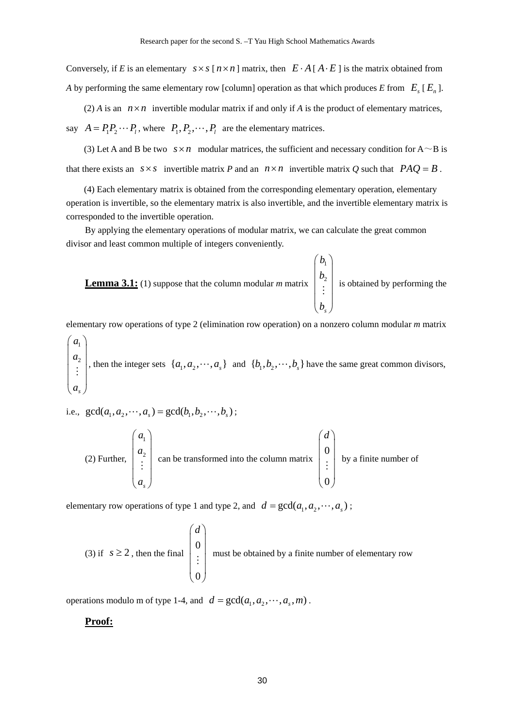Conversely, if $E$ is an elementary $s \times s$ [$n \times n$] matrix, then $E \cdot A$ [$A \cdot E$] is the matrix obtained from $A$ by performing the same elementary row [column] operation as that which produces $E$ from $E_s$ [$E_n$].

(2) $A$ is an $n \times n$ invertible modular matrix if and only if $A$ is the product of elementary matrices, say $A = P_1 P_2 \cdots P_l$, where $P_1, P_2, \cdots, P_l$ are the elementary matrices.

(3) Let A and B be two $s \times n$ modular matrices, the sufficient and necessary condition for A～B is that there exists an $s \times s$ invertible matrix $P$ and an $n \times n$ invertible matrix $Q$ such that $PAQ = B$.

(4) Each elementary matrix is obtained from the corresponding elementary operation, elementary operation is invertible, so the elementary matrix is also invertible, and the invertible elementary matrix is corresponded to the invertible operation.

By applying the elementary operations of modular matrix, we can calculate the great common divisor and least common multiple of integers conveniently.

**Lemma 3.1:** (1) suppose that the column modular $m$ matrix $\begin{pmatrix} b_1 \\ b_2 \\ \vdots \\ b_s \end{pmatrix}$ is obtained by performing the elementary row operations of type 2 (elimination row operation) on a nonzero column modular $m$ matrix $\begin{pmatrix} a_1 \\ a_2 \\ \vdots \\ a_s \end{pmatrix}$, then the integer sets $\{a_1, a_2, \cdots, a_s\}$ and $\{b_1, b_2, \cdots, b_s\}$ have the same great common divisors, i.e., $\gcd(a_1, a_2, \cdots, a_s) = \gcd(b_1, b_2, \cdots, b_s)$;

(2) Further, $\begin{pmatrix} a_1 \\ a_2 \\ \vdots \\ a_s \end{pmatrix}$ can be transformed into the column matrix $\begin{pmatrix} d \\ 0 \\ \vdots \\ 0 \end{pmatrix}$ by a finite number of elementary row operations of type 1 and type 2, and $d = \gcd(a_1, a_2, \cdots, a_s)$;

(3) if $s \geq 2$, then the final $\begin{pmatrix} d \\ 0 \\ \vdots \\ 0 \end{pmatrix}$ must be obtained by a finite number of elementary row operations modulo m of type 1-4, and $d = \gcd(a_1, a_2, \cdots, a_s, m)$.

**Proof:**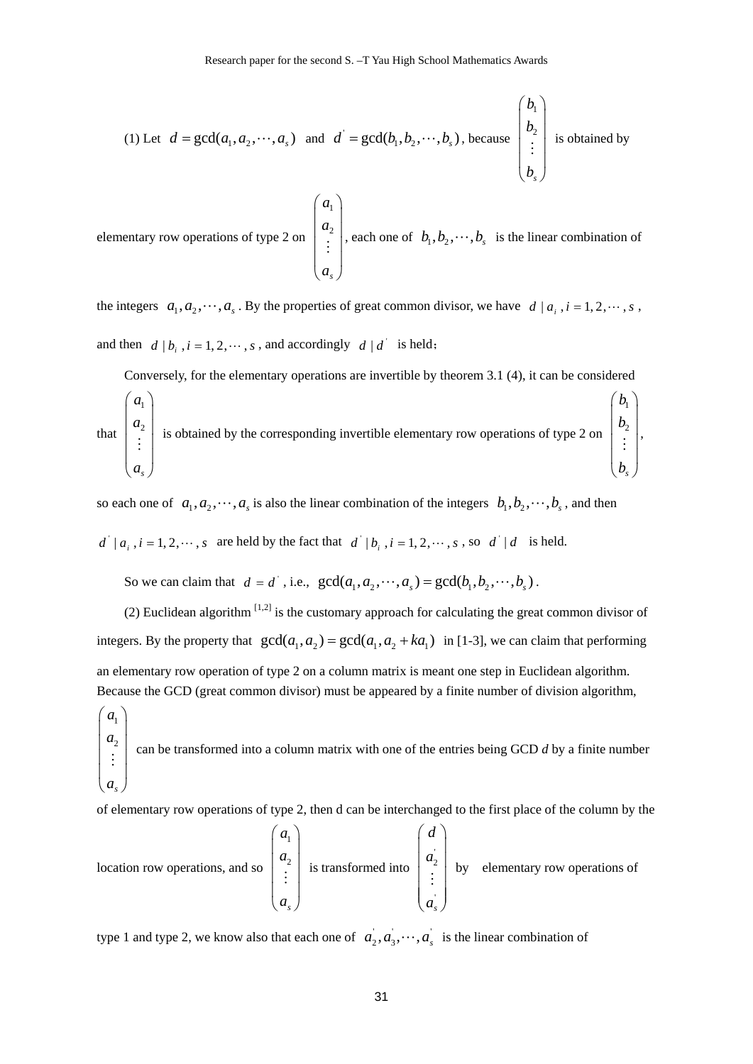(1) Let $d = \gcd(a_1, a_2, \cdots, a_s)$ and $d^{'} = \gcd(b_1, b_2, \cdots, b_s)$, because $\begin{pmatrix} b_1 \\ b_2 \\ \vdots \\ b_s \end{pmatrix}$ is obtained by elementary row operations of type 2 on $\begin{pmatrix} a_1 \\ a_2 \\ \vdots \\ a_s \end{pmatrix}$, each one of $b_1, b_2, \cdots, b_s$ is the linear combination of the integers $a_1, a_2, \cdots, a_s$. By the properties of great common divisor, we have $d \mid a_i$, $i = 1, 2, \cdots, s$, and then $d \mid b_i$, $i = 1, 2, \cdots, s$, and accordingly $d \mid d^{'}$ is held;

Conversely, for the elementary operations are invertible by theorem 3.1 (4), it can be considered that $\begin{pmatrix} a_1 \\ a_2 \\ \vdots \\ a_s \end{pmatrix}$ is obtained by the corresponding invertible elementary row operations of type 2 on $\begin{pmatrix} b_1 \\ b_2 \\ \vdots \\ b_s \end{pmatrix}$, so each one of $a_1, a_2, \cdots, a_s$ is also the linear combination of the integers $b_1, b_2, \cdots, b_s$, and then $d^{'} \mid a_i$, $i = 1, 2, \cdots, s$ are held by the fact that $d^{'} \mid b_i$, $i = 1, 2, \cdots, s$, so $d^{'} \mid d$ is held.

So we can claim that $d = d^{'}$, i.e., $\gcd(a_1, a_2, \cdots, a_s) = \gcd(b_1, b_2, \cdots, b_s)$.

(2) Euclidean algorithm [1,2] is the customary approach for calculating the great common divisor of integers. By the property that $\gcd(a_1, a_2) = \gcd(a_1, a_2 + ka_1)$ in [1-3], we can claim that performing an elementary row operation of type 2 on a column matrix is meant one step in Euclidean algorithm. Because the GCD (great common divisor) must be appeared by a finite number of division algorithm, $\begin{pmatrix} a_1 \\ a_2 \\ \vdots \\ a_s \end{pmatrix}$ can be transformed into a column matrix with one of the entries being GCD $d$ by a finite number of elementary row operations of type 2, then d can be interchanged to the first place of the column by the location row operations, and so $\begin{pmatrix} a_1 \\ a_2 \\ \vdots \\ a_s \end{pmatrix}$ is transformed into $\begin{pmatrix} d \\ a_2^{'} \\ \vdots \\ a_s^{'} \end{pmatrix}$ by elementary row operations of type 1 and type 2, we know also that each one of $a_2^{'}, a_3^{'}, \cdots, a_s^{'}$ is the linear combination of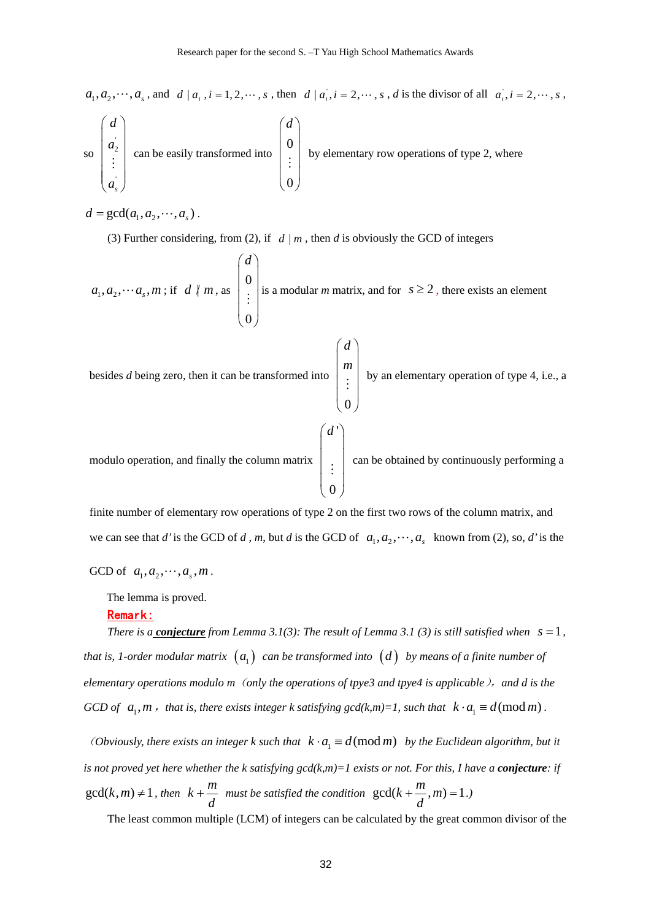$a_1, a_2, \cdots, a_s$, and $d \mid a_i, i = 1, 2, \cdots, s$, then $d \mid a_i^{'}, i = 2, \cdots, s$, $d$ is the divisor of all $a_i^{'}, i = 2, \cdots, s$, so $\begin{pmatrix} d \\ a_2^{'} \\ \vdots \\ a_s^{'} \end{pmatrix}$ can be easily transformed into $\begin{pmatrix} d \\ 0 \\ \vdots \\ 0 \end{pmatrix}$ by elementary row operations of type 2, where $d = \gcd(a_1, a_2, \cdots, a_s)$.

(3) Further considering, from (2), if $d \mid m$, then $d$ is obviously the GCD of integers $a_1, a_2, \cdots a_s, m$; if $d \nmid m$, as $\begin{pmatrix} d \\ 0 \\ \vdots \\ 0 \end{pmatrix}$ is a modular $m$ matrix, and for $s \geq 2$, there exists an element besides $d$ being zero, then it can be transformed into $\begin{pmatrix} d \\ m \\ \vdots \\ 0 \end{pmatrix}$ by an elementary operation of type 4, i.e., a modulo operation, and finally the column matrix $\begin{pmatrix} d' \\ \\ \vdots \\ 0 \end{pmatrix}$ can be obtained by continuously performing a finite number of elementary row operations of type 2 on the first two rows of the column matrix, and we can see that $d'$ is the GCD of $d$, $m$, but $d$ is the GCD of $a_1, a_2, \cdots, a_s$ known from (2), so, $d'$ is the GCD of $a_1, a_2, \cdots, a_s, m$.

The lemma is proved.

**Remark:**

*There is a* ***conjecture*** *from Lemma 3.1(3): The result of Lemma 3.1 (3) is still satisfied when $s = 1$, that is, 1-order modular matrix $(a_1)$ can be transformed into $(d)$ by means of a finite number of elementary operations modulo m（only the operations of tpye3 and tpye4 is applicable）, and d is the GCD of $a_1, m$, that is, there exists integer k satisfying gcd(k,m)=1, such that $k \cdot a_1 \equiv d (\bmod m)$.*

*（Obviously, there exists an integer k such that $k \cdot a_1 \equiv d (\bmod m)$ by the Euclidean algorithm, but it is not proved yet here whether the k satisfying gcd(k,m)=1 exists or not. For this, I have a* ***conjecture****: if $\gcd(k, m) \neq 1$, then $k + \frac{m}{d}$ must be satisfied the condition $\gcd(k + \frac{m}{d}, m) = 1$.)*

The least common multiple (LCM) of integers can be calculated by the great common divisor of the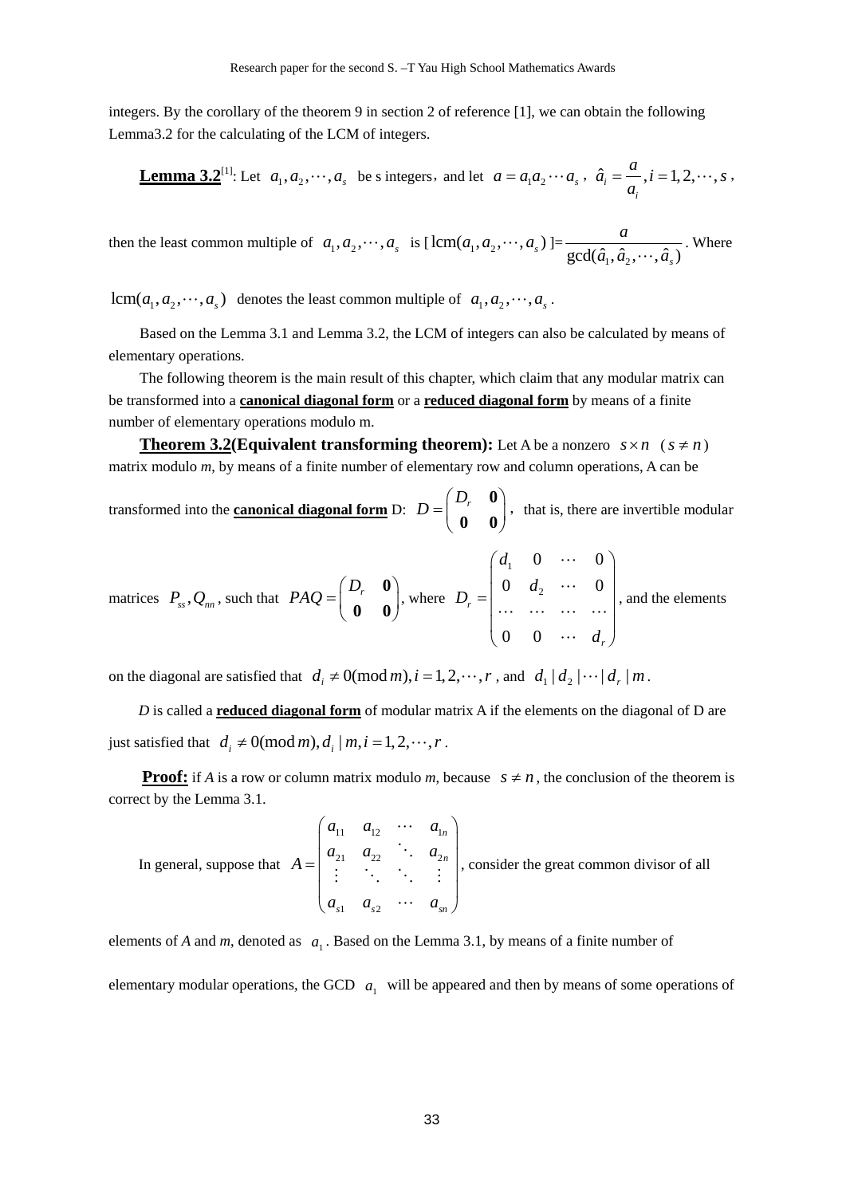integers. By the corollary of the theorem 9 in section 2 of reference [1], we can obtain the following Lemma3.2 for the calculating of the LCM of integers.

**Lemma 3.2**[1]: Let $a_1, a_2, \cdots, a_s$ be s integers，and let $a = a_1 a_2 \cdots a_s$ , $\hat{a}_i = \dfrac{a}{a_i}, i = 1, 2, \cdots, s$ ,

then the least common multiple of $a_1, a_2, \cdots, a_s$ is $[\operatorname{lcm}(a_1, a_2, \cdots, a_s)] = \dfrac{a}{\gcd(\hat{a}_1, \hat{a}_2, \cdots, \hat{a}_s)}$. Where

$\operatorname{lcm}(a_1, a_2, \cdots, a_s)$ denotes the least common multiple of $a_1, a_2, \cdots, a_s$ .

Based on the Lemma 3.1 and Lemma 3.2, the LCM of integers can also be calculated by means of elementary operations.

The following theorem is the main result of this chapter, which claim that any modular matrix can be transformed into a **canonical diagonal form** or a **reduced diagonal form** by means of a finite number of elementary operations modulo m.

**Theorem 3.2(Equivalent transforming theorem):** Let A be a nonzero $s \times n \quad (s \neq n)$ matrix modulo *m*, by means of a finite number of elementary row and column operations, A can be transformed into the **canonical diagonal form** D: $D = \begin{pmatrix} D_r & \mathbf{0} \\ \mathbf{0} & \mathbf{0} \end{pmatrix}$, that is, there are invertible modular matrices $P_{ss}, Q_{nn}$, such that $PAQ = \begin{pmatrix} D_r & \mathbf{0} \\ \mathbf{0} & \mathbf{0} \end{pmatrix}$, where $D_r = \begin{pmatrix} d_1 & 0 & \cdots & 0 \\ 0 & d_2 & \cdots & 0 \\ \cdots & \cdots & \cdots & \cdots \\ 0 & 0 & \cdots & d_r \end{pmatrix}$, and the elements on the diagonal are satisfied that $d_i \neq 0 (\operatorname{mod} m), i = 1, 2, \cdots, r$ , and $d_1 \mid d_2 \mid \cdots \mid d_r \mid m$ .

*D* is called a **reduced diagonal form** of modular matrix A if the elements on the diagonal of D are just satisfied that $d_i \neq 0 (\operatorname{mod} m), d_i \mid m, i = 1, 2, \cdots, r$ .

**Proof:** if *A* is a row or column matrix modulo *m*, because $s \neq n$ , the conclusion of the theorem is correct by the Lemma 3.1.

In general, suppose that $A = \begin{pmatrix} a_{11} & a_{12} & \cdots & a_{1n} \\ a_{21} & a_{22} & \ddots & a_{2n} \\ \vdots & \ddots & \ddots & \vdots \\ a_{s1} & a_{s2} & \cdots & a_{sn} \end{pmatrix}$, consider the great common divisor of all elements of *A* and *m*, denoted as $a_1$ . Based on the Lemma 3.1, by means of a finite number of elementary modular operations, the GCD $a_1$ will be appeared and then by means of some operations of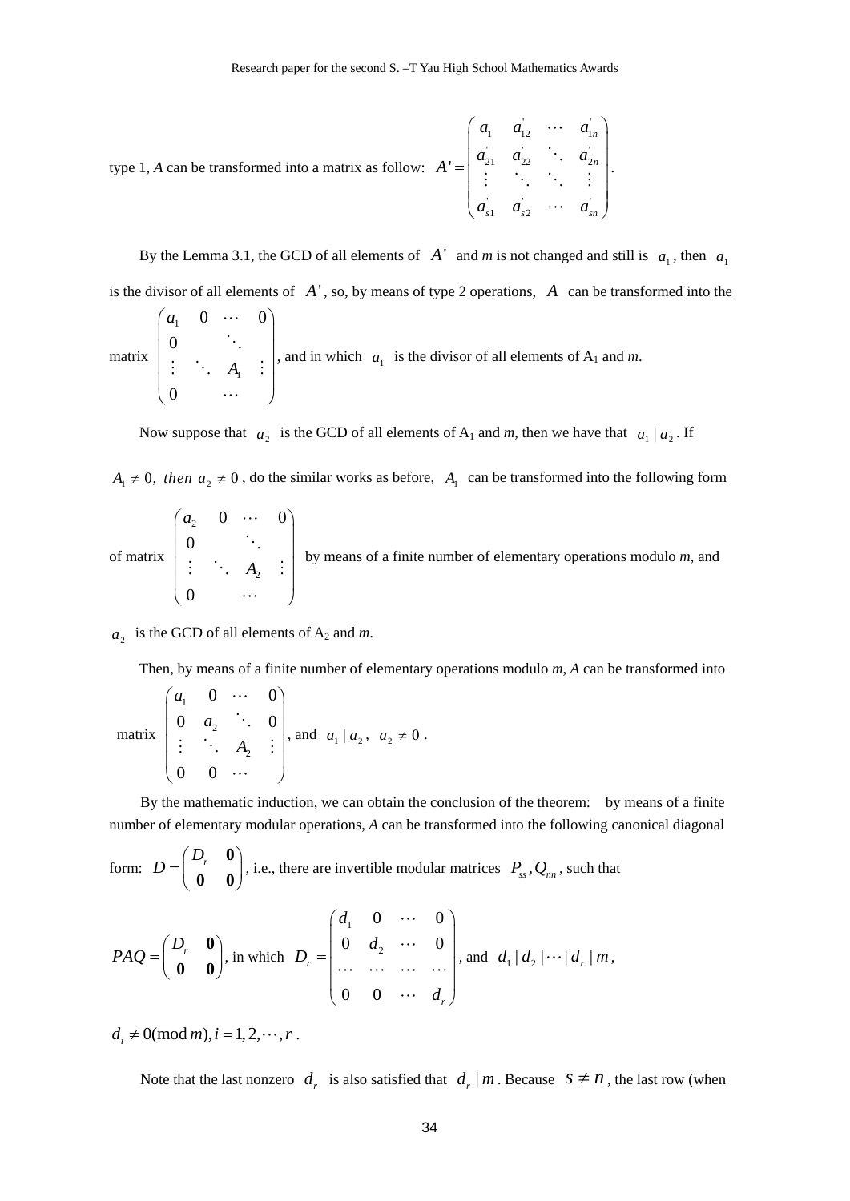type 1, $A$ can be transformed into a matrix as follow: $A' = \begin{pmatrix} a_1 & a_{12}' & \cdots & a_{1n}' \\ a_{21}' & a_{22}' & \ddots & a_{2n}' \\ \vdots & \ddots & \ddots & \vdots \\ a_{s1}' & a_{s2}' & \cdots & a_{sn}' \end{pmatrix}$.

By the Lemma 3.1, the GCD of all elements of $A'$ and $m$ is not changed and still is $a_1$, then $a_1$ is the divisor of all elements of $A'$, so, by means of type 2 operations, $A$ can be transformed into the matrix $\begin{pmatrix} a_1 & 0 & \cdots & 0 \\ 0 & & \ddots & \\ \vdots & \ddots & A_1 & \vdots \\ 0 & & \cdots & \end{pmatrix}$, and in which $a_1$ is the divisor of all elements of $A_1$ and $m$.

Now suppose that $a_2$ is the GCD of all elements of $A_1$ and $m$, then we have that $a_1 \mid a_2$. If $A_1 \neq 0$, *then* $a_2 \neq 0$, do the similar works as before, $A_1$ can be transformed into the following form of matrix $\begin{pmatrix} a_2 & 0 & \cdots & 0 \\ 0 & & \ddots & \\ \vdots & \ddots & A_2 & \vdots \\ 0 & & \cdots & \end{pmatrix}$ by means of a finite number of elementary operations modulo $m$, and $a_2$ is the GCD of all elements of $A_2$ and $m$.

Then, by means of a finite number of elementary operations modulo $m$, $A$ can be transformed into matrix $\begin{pmatrix} a_1 & 0 & \cdots & 0 \\ 0 & a_2 & \ddots & 0 \\ \vdots & \ddots & A_2 & \vdots \\ 0 & 0 & \cdots & \end{pmatrix}$, and $a_1 \mid a_2$, $a_2 \neq 0$.

By the mathematic induction, we can obtain the conclusion of the theorem: by means of a finite number of elementary modular operations, $A$ can be transformed into the following canonical diagonal form: $D = \begin{pmatrix} D_r & \mathbf{0} \\ \mathbf{0} & \mathbf{0} \end{pmatrix}$, i.e., there are invertible modular matrices $P_{ss}, Q_{nn}$, such that

$$PAQ = \begin{pmatrix} D_r & \mathbf{0} \\ \mathbf{0} & \mathbf{0} \end{pmatrix}, \text{ in which } D_r = \begin{pmatrix} d_1 & 0 & \cdots & 0 \\ 0 & d_2 & \cdots & 0 \\ \cdots & \cdots & \cdots & \cdots \\ 0 & 0 & \cdots & d_r \end{pmatrix}, \text{ and } d_1 \mid d_2 \mid \cdots \mid d_r \mid m,$$

$d_i \neq 0 (\bmod m), i = 1, 2, \cdots, r$.

Note that the last nonzero $d_r$ is also satisfied that $d_r \mid m$. Because $s \neq n$, the last row (when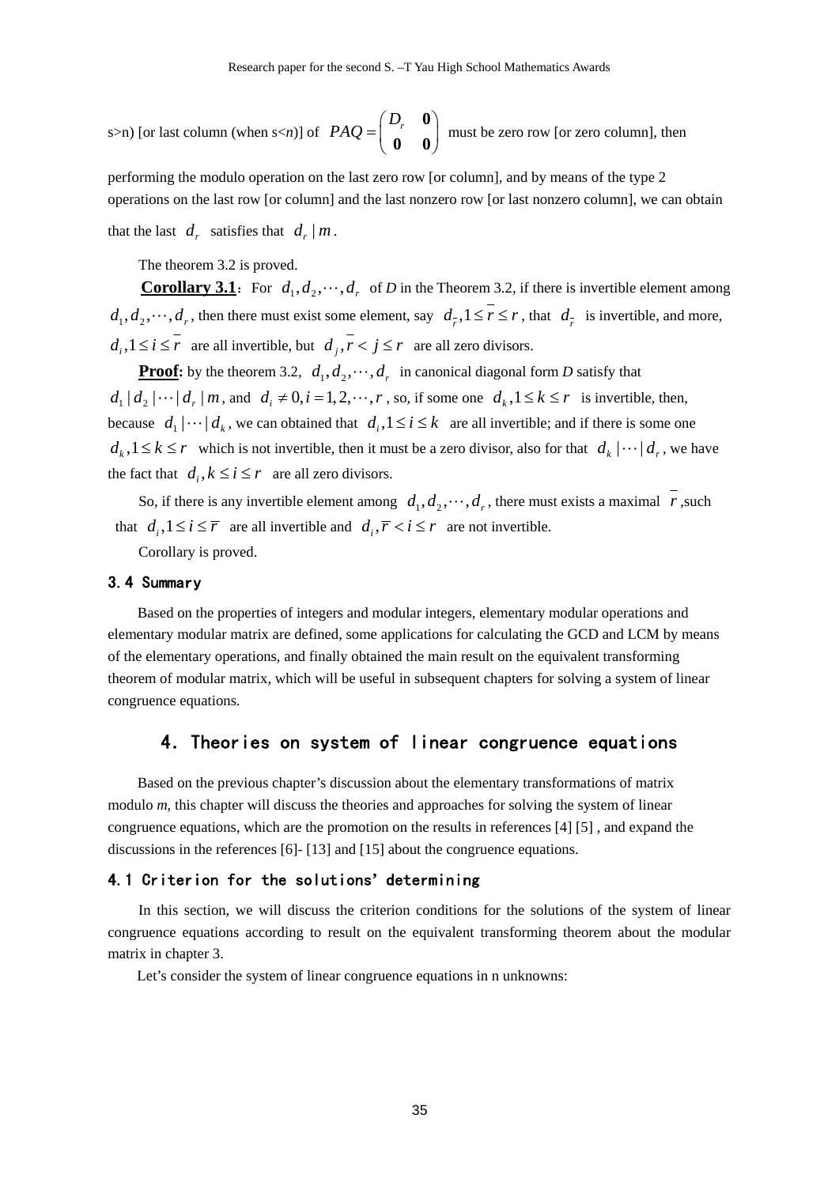s>n) [or last column (when s<*n*)] of $PAQ = \begin{pmatrix} D_r & \mathbf{0} \\ \mathbf{0} & \mathbf{0} \end{pmatrix}$ must be zero row [or zero column], then performing the modulo operation on the last zero row [or column], and by means of the type 2 operations on the last row [or column] and the last nonzero row [or last nonzero column], we can obtain that the last $d_r$ satisfies that $d_r \mid m$.

The theorem 3.2 is proved.

**Corollary 3.1**: For $d_1, d_2, \cdots, d_r$ of *D* in the Theorem 3.2, if there is invertible element among $d_1, d_2, \cdots, d_r$, then there must exist some element, say $d_{\bar{r}}, 1 \le \bar{r} \le r$, that $d_{\bar{r}}$ is invertible, and more, $d_i, 1 \le i \le \bar{r}$ are all invertible, but $d_j, \bar{r} < j \le r$ are all zero divisors.

**Proof:** by the theorem 3.2, $d_1, d_2, \cdots, d_r$ in canonical diagonal form *D* satisfy that $d_1 \mid d_2 \mid \cdots \mid d_r \mid m$, and $d_i \ne 0, i = 1, 2, \cdots, r$, so, if some one $d_k, 1 \le k \le r$ is invertible, then, because $d_1 \mid \cdots \mid d_k$, we can obtained that $d_i, 1 \le i \le k$ are all invertible; and if there is some one $d_k, 1 \le k \le r$ which is not invertible, then it must be a zero divisor, also for that $d_k \mid \cdots \mid d_r$, we have the fact that $d_i, k \le i \le r$ are all zero divisors.

So, if there is any invertible element among $d_1, d_2, \cdots, d_r$, there must exists a maximal $\bar{r}$, such that $d_i, 1 \le i \le \bar{r}$ are all invertible and $d_i, \bar{r} < i \le r$ are not invertible.

Corollary is proved.

### 3.4 Summary

Based on the properties of integers and modular integers, elementary modular operations and elementary modular matrix are defined, some applications for calculating the GCD and LCM by means of the elementary operations, and finally obtained the main result on the equivalent transforming theorem of modular matrix, which will be useful in subsequent chapters for solving a system of linear congruence equations.

## 4. Theories on system of linear congruence equations

Based on the previous chapter's discussion about the elementary transformations of matrix modulo *m*, this chapter will discuss the theories and approaches for solving the system of linear congruence equations, which are the promotion on the results in references [4] [5] , and expand the discussions in the references [6]- [13] and [15] about the congruence equations.

### 4.1 Criterion for the solutions' determining

In this section, we will discuss the criterion conditions for the solutions of the system of linear congruence equations according to result on the equivalent transforming theorem about the modular matrix in chapter 3.

Let's consider the system of linear congruence equations in n unknowns: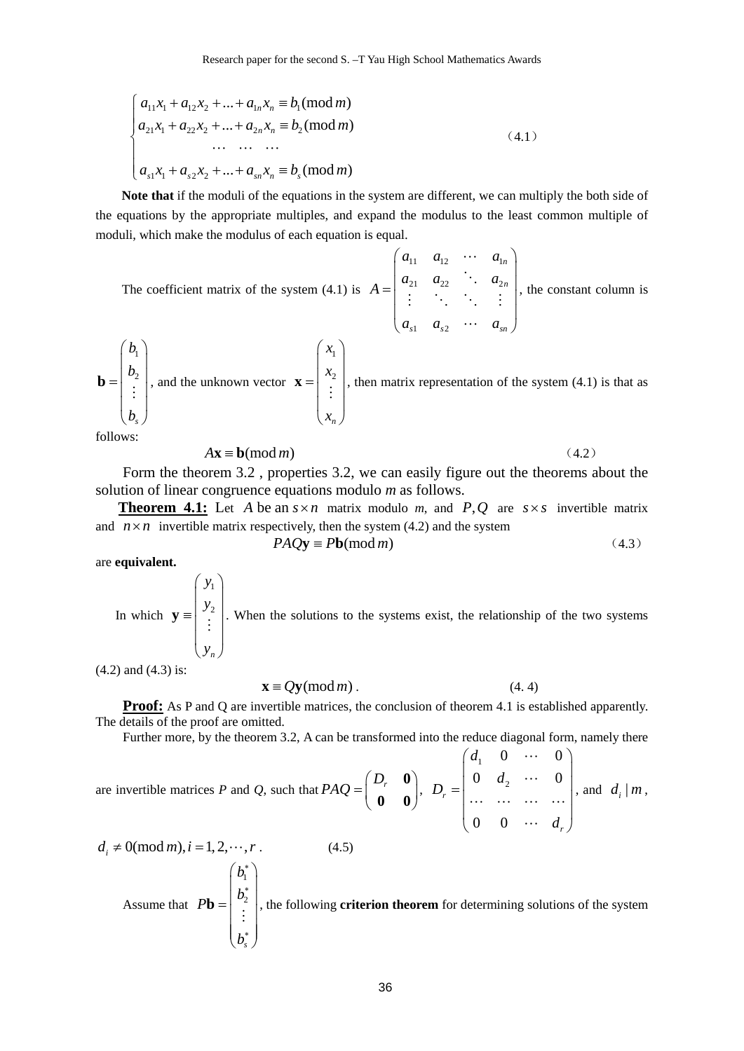$$\begin{cases} a_{11}x_1 + a_{12}x_2 + ... + a_{1n}x_n \equiv b_1 (\bmod m) \\ a_{21}x_1 + a_{22}x_2 + ... + a_{2n}x_n \equiv b_2 (\bmod m) \\ \quad \cdots \quad \cdots \quad \cdots \\ a_{s1}x_1 + a_{s2}x_2 + ... + a_{sn}x_n \equiv b_s (\bmod m) \end{cases} \tag{4.1}$$

**Note that** if the moduli of the equations in the system are different, we can multiply the both side of the equations by the appropriate multiples, and expand the modulus to the least common multiple of moduli, which make the modulus of each equation is equal.

The coefficient matrix of the system (4.1) is $A = \begin{pmatrix} a_{11} & a_{12} & \cdots & a_{1n} \\ a_{21} & a_{22} & \ddots & a_{2n} \\ \vdots & \ddots & \ddots & \vdots \\ a_{s1} & a_{s2} & \cdots & a_{sn} \end{pmatrix}$, the constant column is $\mathbf{b} = \begin{pmatrix} b_1 \\ b_2 \\ \vdots \\ b_s \end{pmatrix}$, and the unknown vector $\mathbf{x} = \begin{pmatrix} x_1 \\ x_2 \\ \vdots \\ x_n \end{pmatrix}$, then matrix representation of the system (4.1) is that as follows:

$$A\mathbf{x} \equiv \mathbf{b} (\bmod m) \tag{4.2}$$

Form the theorem 3.2 , properties 3.2, we can easily figure out the theorems about the solution of linear congruence equations modulo $m$ as follows.

**Theorem 4.1:** Let $A$ be an $s \times n$ matrix modulo $m$, and $P, Q$ are $s \times s$ invertible matrix and $n \times n$ invertible matrix respectively, then the system (4.2) and the system

$$PAQ\mathbf{y} \equiv P\mathbf{b} (\bmod m) \tag{4.3}$$

are **equivalent.**

In which $\mathbf{y} \equiv \begin{pmatrix} y_1 \\ y_2 \\ \vdots \\ y_n \end{pmatrix}$. When the solutions to the systems exist, the relationship of the two systems (4.2) and (4.3) is:

$$\mathbf{x} \equiv Q\mathbf{y} (\bmod m) . \tag{4. 4}$$

**Proof:** As P and Q are invertible matrices, the conclusion of theorem 4.1 is established apparently. The details of the proof are omitted.

Further more, by the theorem 3.2, A can be transformed into the reduce diagonal form, namely there are invertible matrices $P$ and $Q$, such that $PAQ = \begin{pmatrix} D_r & \mathbf{0} \\ \mathbf{0} & \mathbf{0} \end{pmatrix}$, $D_r = \begin{pmatrix} d_1 & 0 & \cdots & 0 \\ 0 & d_2 & \cdots & 0 \\ \cdots & \cdots & \cdots & \cdots \\ 0 & 0 & \cdots & d_r \end{pmatrix}$, and $d_i \mid m$,

$$d_i \not\equiv 0 (\bmod m), i = 1, 2, \cdots, r . \tag{4.5}$$

Assume that $P\mathbf{b} = \begin{pmatrix} b_1^* \\ b_2^* \\ \vdots \\ b_s^* \end{pmatrix}$, the following **criterion theorem** for determining solutions of the system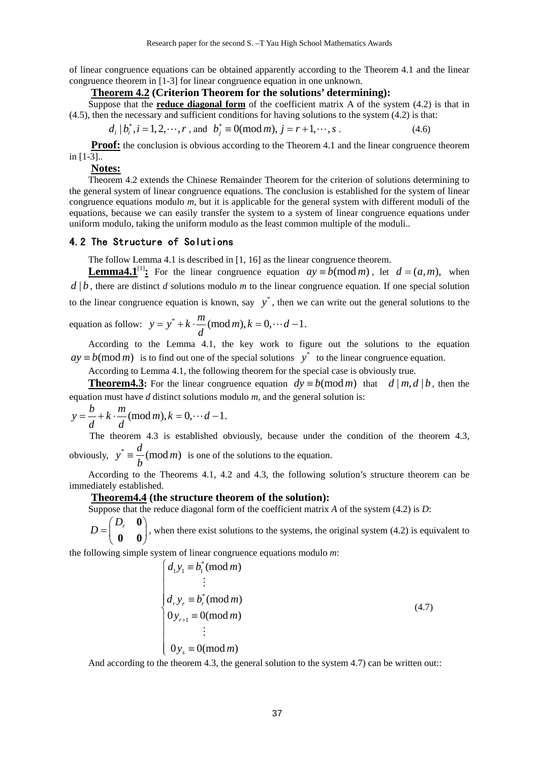of linear congruence equations can be obtained apparently according to the Theorem 4.1 and the linear congruence theorem in [1-3] for linear congruence equation in one unknown.

**Theorem 4.2 (Criterion Theorem for the solutions' determining):**

Suppose that the **reduce diagonal form** of the coefficient matrix A of the system (4.2) is that in (4.5), then the necessary and sufficient conditions for having solutions to the system (4.2) is that:

$$d_i \mid b_i^*, i = 1, 2, \cdots, r \text{ , and } b_j^* \equiv 0 (\bmod m), j = r+1, \cdots, s \text{ .} \tag{4.6}$$

**Proof:** the conclusion is obvious according to the Theorem 4.1 and the linear congruence theorem in [1-3]..

**Notes:**

Theorem 4.2 extends the Chinese Remainder Theorem for the criterion of solutions determining to the general system of linear congruence equations. The conclusion is established for the system of linear congruence equations modulo *m*, but it is applicable for the general system with different moduli of the equations, because we can easily transfer the system to a system of linear congruence equations under uniform modulo, taking the uniform modulo as the least common multiple of the moduli..

## 4.2 The Structure of Solutions

The follow Lemma 4.1 is described in [1, 16] as the linear congruence theorem.

**Lemma4.1**[1]**:** For the linear congruence equation $ay \equiv b(\bmod m)$, let $d = (a, m)$, when $d \mid b$, there are distinct *d* solutions modulo *m* to the linear congruence equation. If one special solution to the linear congruence equation is known, say $y^*$, then we can write out the general solutions to the equation as follow: $y = y^* + k \cdot \dfrac{m}{d} (\bmod m), k = 0, \cdots d-1.$

According to the Lemma 4.1, the key work to figure out the solutions to the equation $ay \equiv b(\bmod m)$ is to find out one of the special solutions $y^*$ to the linear congruence equation.

According to Lemma 4.1, the following theorem for the special case is obviously true.

**Theorem4.3:** For the linear congruence equation $dy \equiv b(\bmod m)$ that $d \mid m, d \mid b$, then the equation must have *d* distinct solutions modulo *m*, and the general solution is:

$$y = \frac{b}{d} + k \cdot \frac{m}{d} (\bmod m), k = 0, \cdots d-1.$$

The theorem 4.3 is established obviously, because under the condition of the theorem 4.3, obviously, $y^* \equiv \dfrac{d}{b} (\bmod m)$ is one of the solutions to the equation.

According to the Theorems 4.1, 4.2 and 4.3, the following solution's structure theorem can be immediately established.

**Theorem4.4 (the structure theorem of the solution):**

Suppose that the reduce diagonal form of the coefficient matrix *A* of the system (4.2) is *D*:

$D = \begin{pmatrix} D_r & \mathbf{0} \\ \mathbf{0} & \mathbf{0} \end{pmatrix}$, when there exist solutions to the systems, the original system (4.2) is equivalent to the following simple system of linear congruence equations modulo *m*:

$$\begin{cases} d_1 y_1 \equiv b_1^* (\bmod m) \\ \qquad \vdots \\ d_r y_r \equiv b_r^* (\bmod m) \\ 0 y_{r+1} \equiv 0 (\bmod m) \\ \qquad \vdots \\ 0 y_s \equiv 0 (\bmod m) \end{cases} \tag{4.7}$$

And according to the theorem 4.3, the general solution to the system 4.7) can be written out::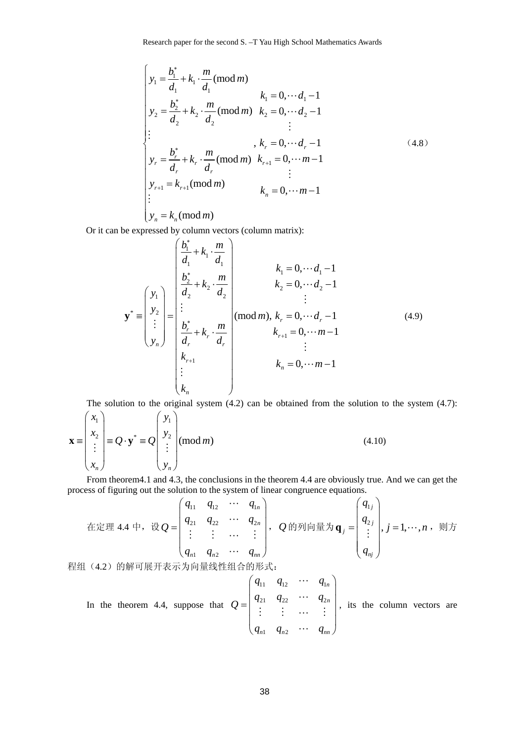$$
\begin{cases}
y_1 = \dfrac{b_1^*}{d_1} + k_1 \cdot \dfrac{m}{d_1} \pmod{m} & k_1 = 0, \cdots d_1 - 1 \\
y_2 = \dfrac{b_2^*}{d_2} + k_2 \cdot \dfrac{m}{d_2} \pmod{m} & k_2 = 0, \cdots d_2 - 1 \\
\vdots & \vdots \\
y_r = \dfrac{b_r^*}{d_r} + k_r \cdot \dfrac{m}{d_r} \pmod{m} & , k_r = 0, \cdots d_r - 1 \\
y_{r+1} = k_{r+1} \pmod{m} & k_{r+1} = 0, \cdots m - 1 \\
\vdots & \vdots \\
y_n = k_n \pmod{m} & k_n = 0, \cdots m - 1
\end{cases}
\tag{4.8}
$$

Or it can be expressed by column vectors (column matrix):

$$
\mathbf{y}^* \equiv \begin{pmatrix} y_1 \\ y_2 \\ \vdots \\ y_n \end{pmatrix} = \begin{pmatrix} \dfrac{b_1^*}{d_1} + k_1 \cdot \dfrac{m}{d_1} \\ \dfrac{b_2^*}{d_2} + k_2 \cdot \dfrac{m}{d_2} \\ \vdots \\ \dfrac{b_r^*}{d_r} + k_r \cdot \dfrac{m}{d_r} \\ k_{r+1} \\ \vdots \\ k_n \end{pmatrix} \pmod{m}, \begin{matrix} k_1 = 0, \cdots d_1 - 1 \\ k_2 = 0, \cdots d_2 - 1 \\ \vdots \\ k_r = 0, \cdots d_r - 1 \\ k_{r+1} = 0, \cdots m - 1 \\ \vdots \\ k_n = 0, \cdots m - 1 \end{matrix}
\tag{4.9}
$$

The solution to the original system (4.2) can be obtained from the solution to the system (4.7):

$$
\mathbf{x} \equiv \begin{pmatrix} x_1 \\ x_2 \\ \vdots \\ x_n \end{pmatrix} \equiv Q \cdot \mathbf{y}^* \equiv Q \begin{pmatrix} y_1 \\ y_2 \\ \vdots \\ y_n \end{pmatrix} \pmod{m}
\tag{4.10}
$$

From theorem4.1 and 4.3, the conclusions in the theorem 4.4 are obviously true. And we can get the process of figuring out the solution to the system of linear congruence equations.

在定理 4.4 中，设$Q = \begin{pmatrix} q_{11} & q_{12} & \cdots & q_{1n} \\ q_{21} & q_{22} & \cdots & q_{2n} \\ \vdots & \vdots & \cdots & \vdots \\ q_{n1} & q_{n2} & \cdots & q_{nn} \end{pmatrix}$，$Q$的列向量为$\mathbf{q}_j = \begin{pmatrix} q_{1j} \\ q_{2j} \\ \vdots \\ q_{nj} \end{pmatrix}, j = 1, \cdots, n$，则方程组（4.2）的解可展开表示为向量线性组合的形式：

In the theorem 4.4, suppose that $Q = \begin{pmatrix} q_{11} & q_{12} & \cdots & q_{1n} \\ q_{21} & q_{22} & \cdots & q_{2n} \\ \vdots & \vdots & \cdots & \vdots \\ q_{n1} & q_{n2} & \cdots & q_{nn} \end{pmatrix}$, its the column vectors are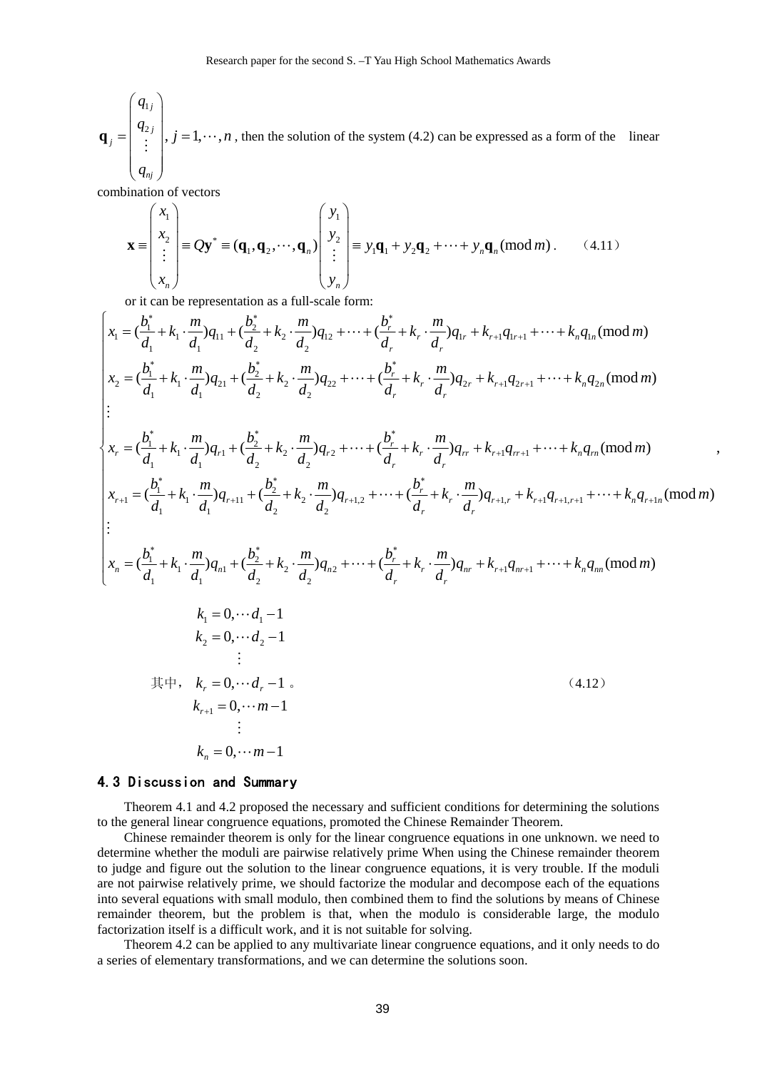$\mathbf{q}_j = \begin{pmatrix} q_{1j} \\ q_{2j} \\ \vdots \\ q_{nj} \end{pmatrix}, j = 1, \cdots, n$ , then the solution of the system (4.2) can be expressed as a form of the linear combination of vectors

$$\mathbf{x} \equiv \begin{pmatrix} x_1 \\ x_2 \\ \vdots \\ x_n \end{pmatrix} \equiv Q\mathbf{y}^* \equiv (\mathbf{q}_1, \mathbf{q}_2, \cdots, \mathbf{q}_n) \begin{pmatrix} y_1 \\ y_2 \\ \vdots \\ y_n \end{pmatrix} \equiv y_1\mathbf{q}_1 + y_2\mathbf{q}_2 + \cdots + y_n\mathbf{q}_n (\bmod m) . \qquad (4.11)$$

or it can be representation as a full-scale form:

$$\begin{cases} x_1 = (\frac{b_1^*}{d_1} + k_1 \cdot \frac{m}{d_1})q_{11} + (\frac{b_2^*}{d_2} + k_2 \cdot \frac{m}{d_2})q_{12} + \cdots + (\frac{b_r^*}{d_r} + k_r \cdot \frac{m}{d_r})q_{1r} + k_{r+1}q_{1r+1} + \cdots + k_n q_{1n} (\bmod m) \\ x_2 = (\frac{b_1^*}{d_1} + k_1 \cdot \frac{m}{d_1})q_{21} + (\frac{b_2^*}{d_2} + k_2 \cdot \frac{m}{d_2})q_{22} + \cdots + (\frac{b_r^*}{d_r} + k_r \cdot \frac{m}{d_r})q_{2r} + k_{r+1}q_{2r+1} + \cdots + k_n q_{2n} (\bmod m) \\ \vdots \\ x_r = (\frac{b_1^*}{d_1} + k_1 \cdot \frac{m}{d_1})q_{r1} + (\frac{b_2^*}{d_2} + k_2 \cdot \frac{m}{d_2})q_{r2} + \cdots + (\frac{b_r^*}{d_r} + k_r \cdot \frac{m}{d_r})q_{rr} + k_{r+1}q_{rr+1} + \cdots + k_n q_{rn} (\bmod m) \\ x_{r+1} = (\frac{b_1^*}{d_1} + k_1 \cdot \frac{m}{d_1})q_{r+11} + (\frac{b_2^*}{d_2} + k_2 \cdot \frac{m}{d_2})q_{r+1,2} + \cdots + (\frac{b_r^*}{d_r} + k_r \cdot \frac{m}{d_r})q_{r+1,r} + k_{r+1}q_{r+1,r+1} + \cdots + k_n q_{r+1n} (\bmod m) \\ \vdots \\ x_n = (\frac{b_1^*}{d_1} + k_1 \cdot \frac{m}{d_1})q_{n1} + (\frac{b_2^*}{d_2} + k_2 \cdot \frac{m}{d_2})q_{n2} + \cdots + (\frac{b_r^*}{d_r} + k_r \cdot \frac{m}{d_r})q_{nr} + k_{r+1}q_{nr+1} + \cdots + k_n q_{nn} (\bmod m) \end{cases},$$

$$其中，\begin{matrix} k_1 = 0, \cdots d_1 - 1 \\ k_2 = 0, \cdots d_2 - 1 \\ \vdots \\ k_r = 0, \cdots d_r - 1 \\ k_{r+1} = 0, \cdots m - 1 \\ \vdots \\ k_n = 0, \cdots m - 1 \end{matrix} 。\qquad (4.12)$$

## 4.3 Discussion and Summary

Theorem 4.1 and 4.2 proposed the necessary and sufficient conditions for determining the solutions to the general linear congruence equations, promoted the Chinese Remainder Theorem.

Chinese remainder theorem is only for the linear congruence equations in one unknown. we need to determine whether the moduli are pairwise relatively prime When using the Chinese remainder theorem to judge and figure out the solution to the linear congruence equations, it is very trouble. If the moduli are not pairwise relatively prime, we should factorize the modular and decompose each of the equations into several equations with small modulo, then combined them to find the solutions by means of Chinese remainder theorem, but the problem is that, when the modulo is considerable large, the modulo factorization itself is a difficult work, and it is not suitable for solving.

Theorem 4.2 can be applied to any multivariate linear congruence equations, and it only needs to do a series of elementary transformations, and we can determine the solutions soon.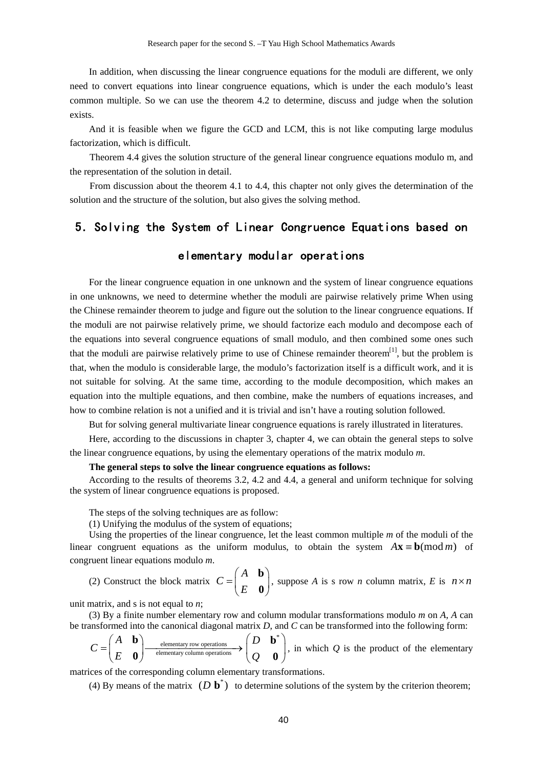In addition, when discussing the linear congruence equations for the moduli are different, we only need to convert equations into linear congruence equations, which is under the each modulo's least common multiple. So we can use the theorem 4.2 to determine, discuss and judge when the solution exists.

And it is feasible when we figure the GCD and LCM, this is not like computing large modulus factorization, which is difficult.

Theorem 4.4 gives the solution structure of the general linear congruence equations modulo m, and the representation of the solution in detail.

From discussion about the theorem 4.1 to 4.4, this chapter not only gives the determination of the solution and the structure of the solution, but also gives the solving method.

## 5. Solving the System of Linear Congruence Equations based on elementary modular operations

For the linear congruence equation in one unknown and the system of linear congruence equations in one unknowns, we need to determine whether the moduli are pairwise relatively prime When using the Chinese remainder theorem to judge and figure out the solution to the linear congruence equations. If the moduli are not pairwise relatively prime, we should factorize each modulo and decompose each of the equations into several congruence equations of small modulo, and then combined some ones such that the moduli are pairwise relatively prime to use of Chinese remainder theorem[1], but the problem is that, when the modulo is considerable large, the modulo's factorization itself is a difficult work, and it is not suitable for solving. At the same time, according to the module decomposition, which makes an equation into the multiple equations, and then combine, make the numbers of equations increases, and how to combine relation is not a unified and it is trivial and isn't have a routing solution followed.

But for solving general multivariate linear congruence equations is rarely illustrated in literatures.

Here, according to the discussions in chapter 3, chapter 4, we can obtain the general steps to solve the linear congruence equations, by using the elementary operations of the matrix modulo *m*.

**The general steps to solve the linear congruence equations as follows:**

According to the results of theorems 3.2, 4.2 and 4.4, a general and uniform technique for solving the system of linear congruence equations is proposed.

The steps of the solving techniques are as follow:

(1) Unifying the modulus of the system of equations;

Using the properties of the linear congruence, let the least common multiple *m* of the moduli of the linear congruent equations as the uniform modulus, to obtain the system $A\mathbf{x} \equiv \mathbf{b}(\bmod m)$ of congruent linear equations modulo *m*.

(2) Construct the block matrix $C = \begin{pmatrix} A & \mathbf{b} \\ E & \mathbf{0} \end{pmatrix}$, suppose *A* is s row *n* column matrix, *E* is $n \times n$ unit matrix, and s is not equal to *n*;

(3) By a finite number elementary row and column modular transformations modulo *m* on *A*, *A* can be transformed into the canonical diagonal matrix *D*, and *C* can be transformed into the following form:

$C = \begin{pmatrix} A & \mathbf{b} \\ E & \mathbf{0} \end{pmatrix} \xrightarrow[\text{elementary column operations}]{\text{elementary row operations}} \begin{pmatrix} D & \mathbf{b}^* \\ Q & \mathbf{0} \end{pmatrix}$, in which *Q* is the product of the elementary matrices of the corresponding column elementary transformations.

(4) By means of the matrix $(D\ \mathbf{b}^*)$ to determine solutions of the system by the criterion theorem;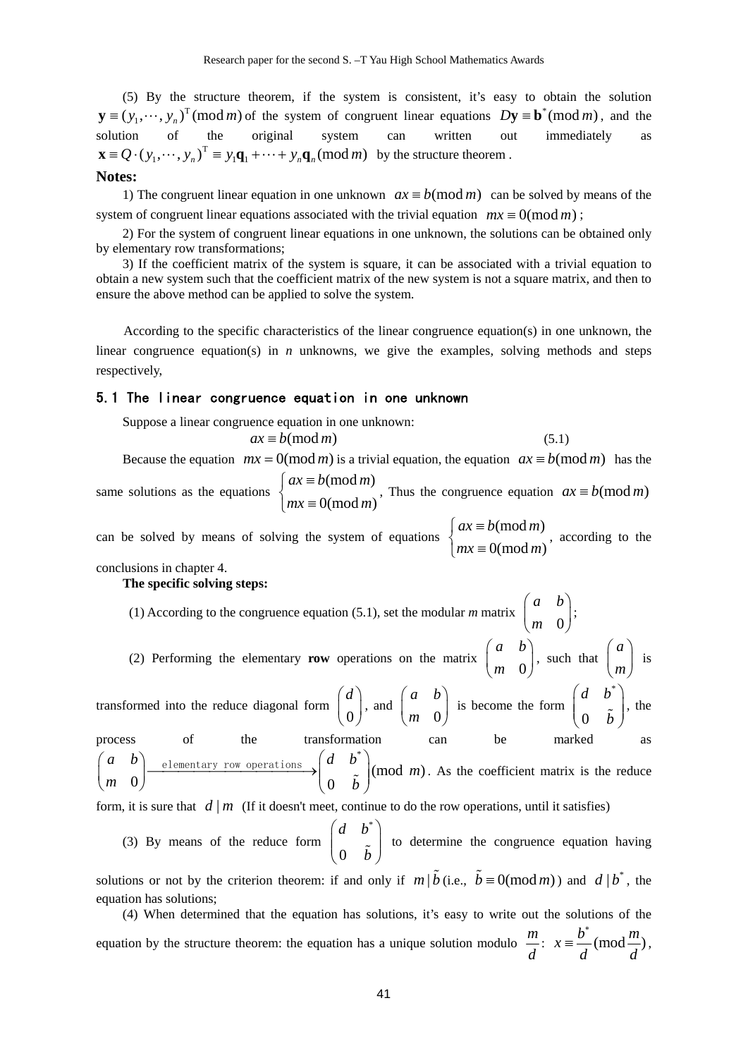(5) By the structure theorem, if the system is consistent, it's easy to obtain the solution $\mathbf{y} \equiv (y_1, \cdots, y_n)^{\mathrm{T}} (\bmod m)$ of the system of congruent linear equations $D\mathbf{y} \equiv \mathbf{b}^* (\bmod m)$, and the solution of the original system can written out immediately as $\mathbf{x} \equiv Q \cdot (y_1, \cdots, y_n)^{\mathrm{T}} \equiv y_1 \mathbf{q}_1 + \cdots + y_n \mathbf{q}_n (\bmod m)$ by the structure theorem .

**Notes:**

1) The congruent linear equation in one unknown $ax \equiv b (\bmod m)$ can be solved by means of the system of congruent linear equations associated with the trivial equation $mx \equiv 0 (\bmod m)$ ;

2) For the system of congruent linear equations in one unknown, the solutions can be obtained only by elementary row transformations;

3) If the coefficient matrix of the system is square, it can be associated with a trivial equation to obtain a new system such that the coefficient matrix of the new system is not a square matrix, and then to ensure the above method can be applied to solve the system.

According to the specific characteristics of the linear congruence equation(s) in one unknown, the linear congruence equation(s) in *n* unknowns, we give the examples, solving methods and steps respectively,

### 5.1 The linear congruence equation in one unknown

Suppose a linear congruence equation in one unknown:

$$ax \equiv b (\bmod m) \tag{5.1}$$

Because the equation $mx = 0 (\bmod m)$ is a trivial equation, the equation $ax \equiv b (\bmod m)$ has the same solutions as the equations $\begin{cases} ax \equiv b (\bmod m) \\ mx \equiv 0 (\bmod m) \end{cases}$, Thus the congruence equation $ax \equiv b (\bmod m)$ can be solved by means of solving the system of equations $\begin{cases} ax \equiv b (\bmod m) \\ mx \equiv 0 (\bmod m) \end{cases}$, according to the conclusions in chapter 4.

**The specific solving steps:**

(1) According to the congruence equation (5.1), set the modular *m* matrix $\begin{pmatrix} a & b \\ m & 0 \end{pmatrix}$;

(2) Performing the elementary **row** operations on the matrix $\begin{pmatrix} a & b \\ m & 0 \end{pmatrix}$, such that $\begin{pmatrix} a \\ m \end{pmatrix}$ is transformed into the reduce diagonal form $\begin{pmatrix} d \\ 0 \end{pmatrix}$, and $\begin{pmatrix} a & b \\ m & 0 \end{pmatrix}$ is become the form $\begin{pmatrix} d & b^* \\ 0 & \tilde{b} \end{pmatrix}$, the process of the transformation can be marked as $\begin{pmatrix} a & b \\ m & 0 \end{pmatrix} \xrightarrow{\text{elementary row operations}} \begin{pmatrix} d & b^* \\ 0 & \tilde{b} \end{pmatrix} (\bmod\ m)$. As the coefficient matrix is the reduce form, it is sure that $d \mid m$ (If it doesn't meet, continue to do the row operations, until it satisfies)

(3) By means of the reduce form $\begin{pmatrix} d & b^* \\ 0 & \tilde{b} \end{pmatrix}$ to determine the congruence equation having solutions or not by the criterion theorem: if and only if $m \mid \tilde{b}$ (i.e., $\tilde{b} \equiv 0 (\bmod m)$) and $d \mid b^*$, the equation has solutions;

(4) When determined that the equation has solutions, it's easy to write out the solutions of the equation by the structure theorem: the equation has a unique solution modulo $\frac{m}{d}$: $x \equiv \frac{b^*}{d} (\bmod \frac{m}{d})$,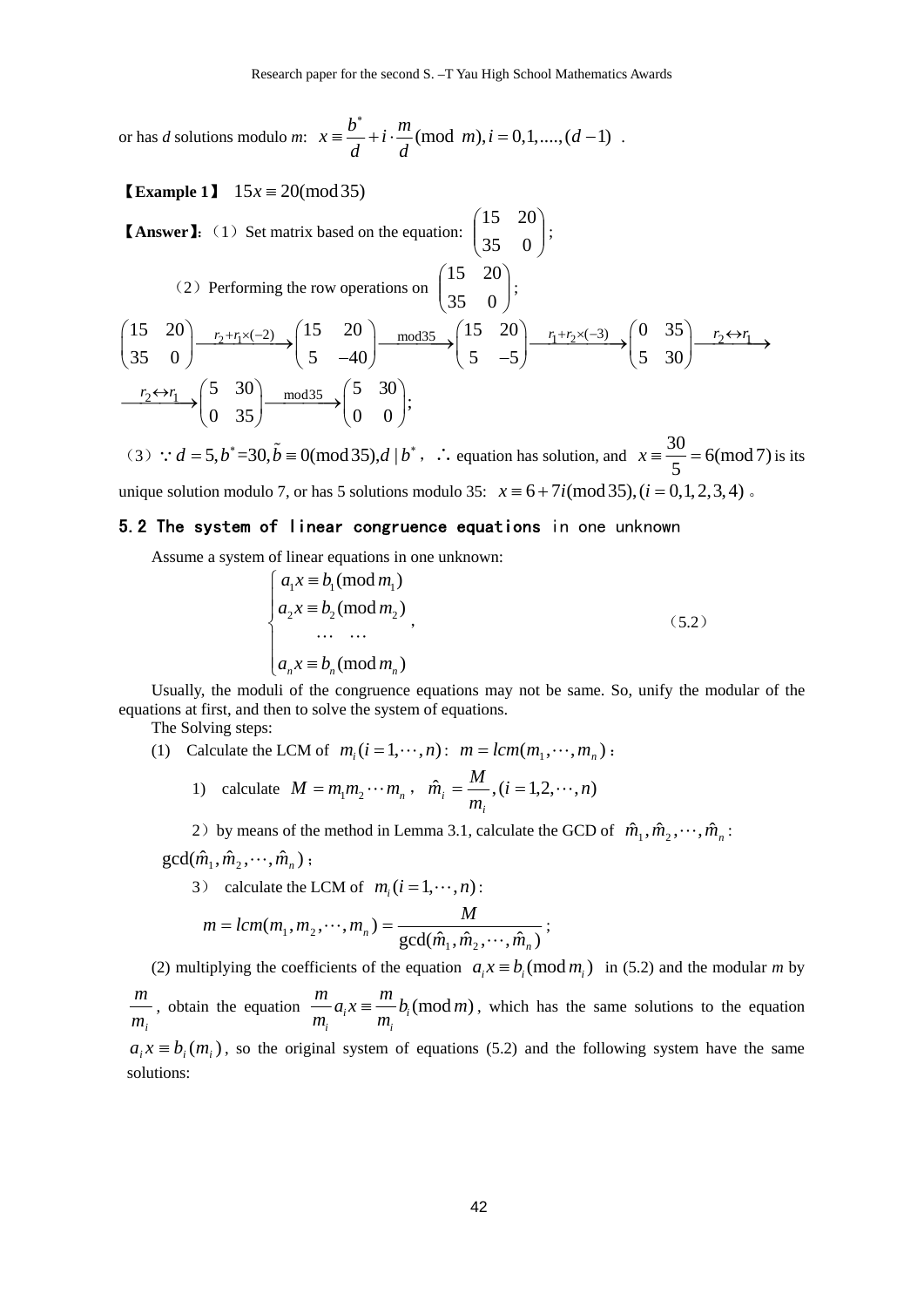or has *d* solutions modulo *m*: $x \equiv \frac{b^*}{d} + i \cdot \frac{m}{d} (\bmod\ m), i = 0,1,....,(d-1)$ .

【**Example 1**】 $15x \equiv 20(\bmod 35)$

【**Answer**】:（1）Set matrix based on the equation: $\begin{pmatrix} 15 & 20 \\ 35 & 0 \end{pmatrix}$;

（2）Performing the row operations on $\begin{pmatrix} 15 & 20 \\ 35 & 0 \end{pmatrix}$;

$$\begin{pmatrix} 15 & 20 \\ 35 & 0 \end{pmatrix} \xrightarrow{r_2 + r_1 \times (-2)} \begin{pmatrix} 15 & 20 \\ 5 & -40 \end{pmatrix} \xrightarrow{\bmod 35} \begin{pmatrix} 15 & 20 \\ 5 & -5 \end{pmatrix} \xrightarrow{r_1 + r_2 \times (-3)} \begin{pmatrix} 0 & 35 \\ 5 & 30 \end{pmatrix} \xrightarrow{r_2 \leftrightarrow r_1}$$

$$\xrightarrow{r_2 \leftrightarrow r_1} \begin{pmatrix} 5 & 30 \\ 0 & 35 \end{pmatrix} \xrightarrow{\bmod 35} \begin{pmatrix} 5 & 30 \\ 0 & 0 \end{pmatrix};$$

（3）$\because d = 5, b^* = 30, \tilde{b} \equiv 0(\bmod 35), d \mid b^*$, $\therefore$ equation has solution, and $x \equiv \frac{30}{5} = 6(\bmod 7)$ is its unique solution modulo 7, or has 5 solutions modulo 35: $x \equiv 6 + 7i(\bmod 35), (i = 0,1,2,3,4)$ 。

## 5.2 The system of linear congruence equations in one unknown

Assume a system of linear equations in one unknown:

$$\begin{cases} a_1 x \equiv b_1 (\bmod m_1) \\ a_2 x \equiv b_2 (\bmod m_2) \\ \quad \cdots \quad \cdots \\ a_n x \equiv b_n (\bmod m_n) \end{cases}, \qquad (5.2)$$

Usually, the moduli of the congruence equations may not be same. So, unify the modular of the equations at first, and then to solve the system of equations.

The Solving steps:

(1) Calculate the LCM of $m_i (i = 1, \cdots, n)$: $m = lcm(m_1, \cdots, m_n)$ :

1) calculate $M = m_1 m_2 \cdots m_n$ , $\hat{m}_i = \frac{M}{m_i}, (i = 1,2,\cdots,n)$

2）by means of the method in Lemma 3.1, calculate the GCD of $\hat{m}_1, \hat{m}_2, \cdots, \hat{m}_n$ : $\gcd(\hat{m}_1, \hat{m}_2, \cdots, \hat{m}_n)$ ;

3） calculate the LCM of $m_i (i = 1, \cdots, n)$ :

$$m = lcm(m_1, m_2, \cdots, m_n) = \frac{M}{\gcd(\hat{m}_1, \hat{m}_2, \cdots, \hat{m}_n)};$$

(2) multiplying the coefficients of the equation $a_i x \equiv b_i (\bmod m_i)$ in (5.2) and the modular *m* by $\frac{m}{m_i}$, obtain the equation $\frac{m}{m_i} a_i x \equiv \frac{m}{m_i} b_i (\bmod m)$, which has the same solutions to the equation $a_i x \equiv b_i (m_i)$, so the original system of equations (5.2) and the following system have the same solutions: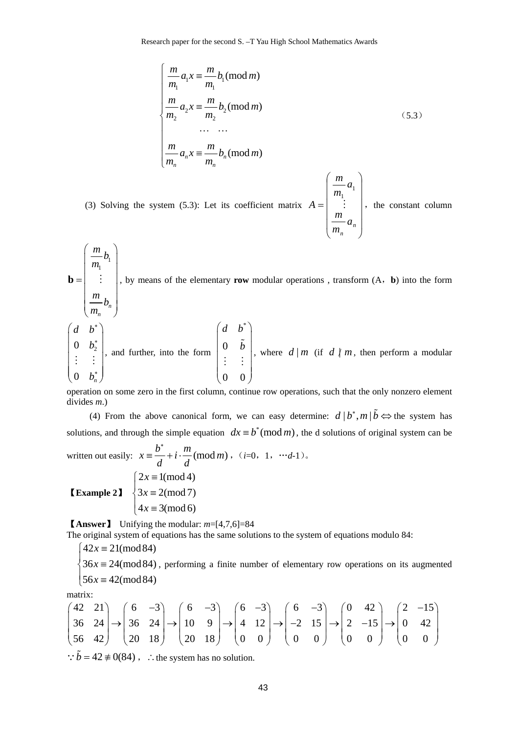$$
\begin{cases}
\dfrac{m}{m_1}a_1 x \equiv \dfrac{m}{m_1}b_1 (\bmod m) \\
\dfrac{m}{m_2}a_2 x \equiv \dfrac{m}{m_2}b_2 (\bmod m) \\
\qquad \cdots \quad \cdots \\
\dfrac{m}{m_n}a_n x \equiv \dfrac{m}{m_n}b_n (\bmod m)
\end{cases}
\tag{5.3}
$$

(3) Solving the system (5.3): Let its coefficient matrix $A = \begin{pmatrix} \dfrac{m}{m_1}a_1 \\ \vdots \\ \dfrac{m}{m_n}a_n \end{pmatrix}$, the constant column $\mathbf{b} = \begin{pmatrix} \dfrac{m}{m_1}b_1 \\ \vdots \\ \dfrac{m}{m_n}b_n \end{pmatrix}$, by means of the elementary **row** modular operations , transform (A, **b**) into the form $\begin{pmatrix} d & b^* \\ 0 & b_2^* \\ \vdots & \vdots \\ 0 & b_n^* \end{pmatrix}$, and further, into the form $\begin{pmatrix} d & b^* \\ 0 & \tilde{b} \\ \vdots & \vdots \\ 0 & 0 \end{pmatrix}$, where $d \mid m$ (if $d \nmid m$, then perform a modular operation on some zero in the first column, continue row operations, such that the only nonzero element divides *m*.)

(4) From the above canonical form, we can easy determine: $d \mid b^*, m \mid \tilde{b} \Leftrightarrow$ the system has solutions, and through the simple equation $dx \equiv b^* (\bmod m)$, the d solutions of original system can be written out easily: $x \equiv \dfrac{b^*}{d} + i \cdot \dfrac{m}{d} (\bmod m)$, (*i*=0, 1, ⋯*d*-1)。

【**Example 2**】 $\begin{cases} 2x \equiv 1(\bmod 4) \\ 3x \equiv 2(\bmod 7) \\ 4x \equiv 3(\bmod 6) \end{cases}$

【**Answer**】 Unifying the modular: *m*=[4,7,6]=84

The original system of equations has the same solutions to the system of equations modulo 84:

$\begin{cases} 42x \equiv 21(\bmod 84) \\ 36x \equiv 24(\bmod 84) \\ 56x \equiv 42(\bmod 84) \end{cases}$, performing a finite number of elementary row operations on its augmented matrix:

$$
\begin{pmatrix} 42 & 21 \\ 36 & 24 \\ 56 & 42 \end{pmatrix} \to \begin{pmatrix} 6 & -3 \\ 36 & 24 \\ 20 & 18 \end{pmatrix} \to \begin{pmatrix} 6 & -3 \\ 10 & 9 \\ 20 & 18 \end{pmatrix} \to \begin{pmatrix} 6 & -3 \\ 4 & 12 \\ 0 & 0 \end{pmatrix} \to \begin{pmatrix} 6 & -3 \\ -2 & 15 \\ 0 & 0 \end{pmatrix} \to \begin{pmatrix} 0 & 42 \\ 2 & -15 \\ 0 & 0 \end{pmatrix} \to \begin{pmatrix} 2 & -15 \\ 0 & 42 \\ 0 & 0 \end{pmatrix}
$$

$\because \tilde{b} = 42 \not\equiv 0(84)$, $\therefore$ the system has no solution.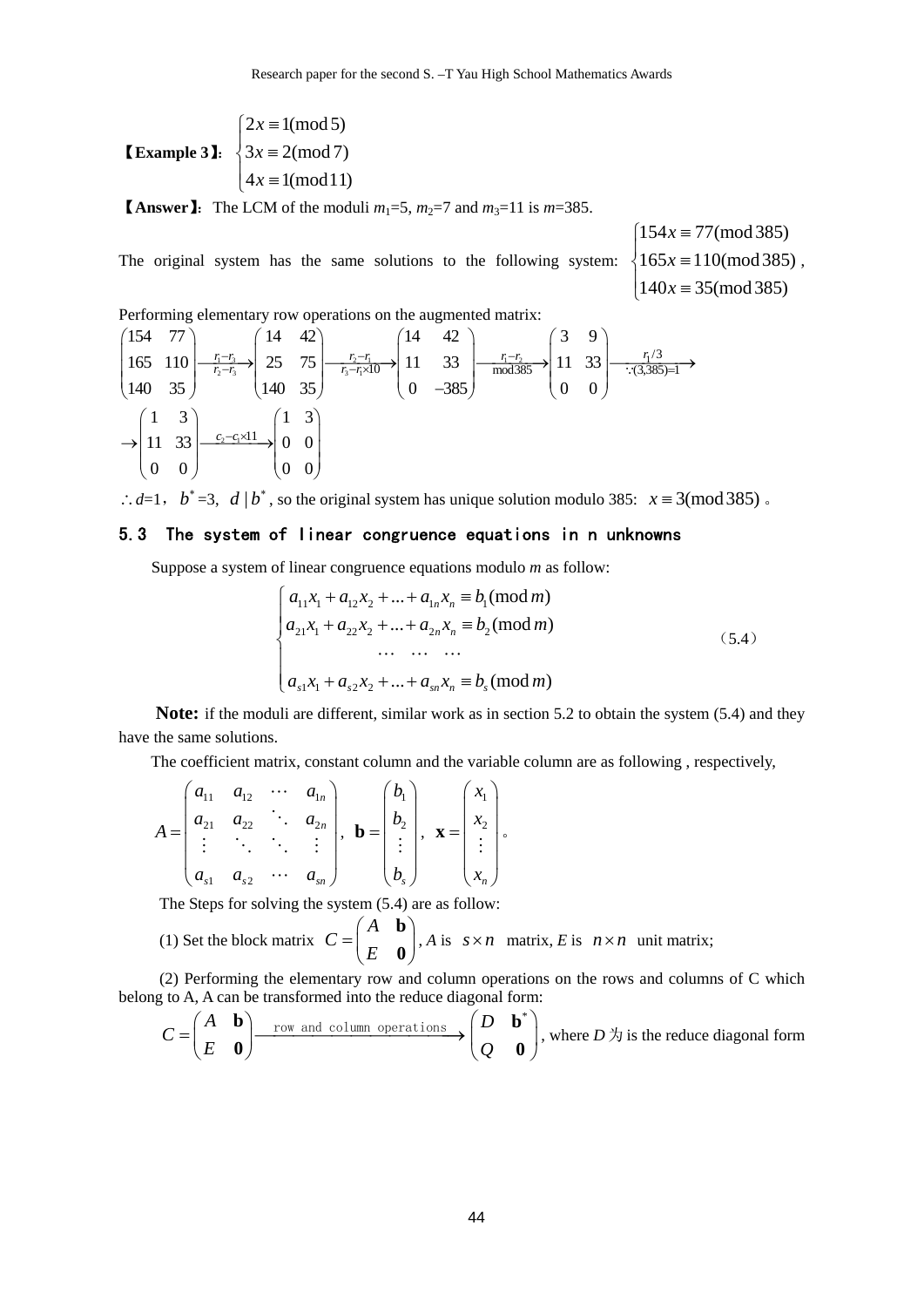**【Example 3】**: $\begin{cases} 2x \equiv 1(\bmod 5) \\ 3x \equiv 2(\bmod 7) \\ 4x \equiv 1(\bmod 11) \end{cases}$

**【Answer】**: The LCM of the moduli $m_1$=5, $m_2$=7 and $m_3$=11 is $m$=385.

The original system has the same solutions to the following system: $\begin{cases} 154x \equiv 77(\bmod 385) \\ 165x \equiv 110(\bmod 385) \\ 140x \equiv 35(\bmod 385) \end{cases}$,

Performing elementary row operations on the augmented matrix:

$$\begin{pmatrix} 154 & 77 \\ 165 & 110 \\ 140 & 35 \end{pmatrix} \xrightarrow[r_2-r_3]{r_1-r_3} \begin{pmatrix} 14 & 42 \\ 25 & 75 \\ 140 & 35 \end{pmatrix} \xrightarrow[r_3-r_1\times 10]{r_2-r_1} \begin{pmatrix} 14 & 42 \\ 11 & 33 \\ 0 & -385 \end{pmatrix} \xrightarrow[\bmod 385]{r_1-r_2} \begin{pmatrix} 3 & 9 \\ 11 & 33 \\ 0 & 0 \end{pmatrix} \xrightarrow[\because (3,385)=1]{r_1/3}$$

$$\rightarrow \begin{pmatrix} 1 & 3 \\ 11 & 33 \\ 0 & 0 \end{pmatrix} \xrightarrow{c_2-c_1\times 11} \begin{pmatrix} 1 & 3 \\ 0 & 0 \\ 0 & 0 \end{pmatrix}$$

$\therefore d$=1, $b^*$=3, $d \mid b^*$, so the original system has unique solution modulo 385: $x \equiv 3(\bmod 385)$ 。

## 5.3 The system of linear congruence equations in n unknowns

Suppose a system of linear congruence equations modulo $m$ as follow:

$$\begin{cases} a_{11}x_1 + a_{12}x_2 + ... + a_{1n}x_n \equiv b_1(\bmod m) \\ a_{21}x_1 + a_{22}x_2 + ... + a_{2n}x_n \equiv b_2(\bmod m) \\ \quad\cdots \quad \cdots \quad \cdots \\ a_{s1}x_1 + a_{s2}x_2 + ... + a_{sn}x_n \equiv b_s(\bmod m) \end{cases} \tag{5.4}$$

**Note:** if the moduli are different, similar work as in section 5.2 to obtain the system (5.4) and they have the same solutions.

The coefficient matrix, constant column and the variable column are as following , respectively,

$$A = \begin{pmatrix} a_{11} & a_{12} & \cdots & a_{1n} \\ a_{21} & a_{22} & \ddots & a_{2n} \\ \vdots & \ddots & \ddots & \vdots \\ a_{s1} & a_{s2} & \cdots & a_{sn} \end{pmatrix}, \ \mathbf{b} = \begin{pmatrix} b_1 \\ b_2 \\ \vdots \\ b_s \end{pmatrix}, \ \mathbf{x} = \begin{pmatrix} x_1 \\ x_2 \\ \vdots \\ x_n \end{pmatrix} 。$$

The Steps for solving the system (5.4) are as follow:

(1) Set the block matrix $C = \begin{pmatrix} A & \mathbf{b} \\ E & \mathbf{0} \end{pmatrix}$, $A$ is $s \times n$ matrix, $E$ is $n \times n$ unit matrix;

(2) Performing the elementary row and column operations on the rows and columns of C which belong to A, A can be transformed into the reduce diagonal form:

$C = \begin{pmatrix} A & \mathbf{b} \\ E & \mathbf{0} \end{pmatrix} \xrightarrow{\text{row and column operations}} \begin{pmatrix} D & \mathbf{b}^* \\ Q & \mathbf{0} \end{pmatrix}$, where $D$ 为 is the reduce diagonal form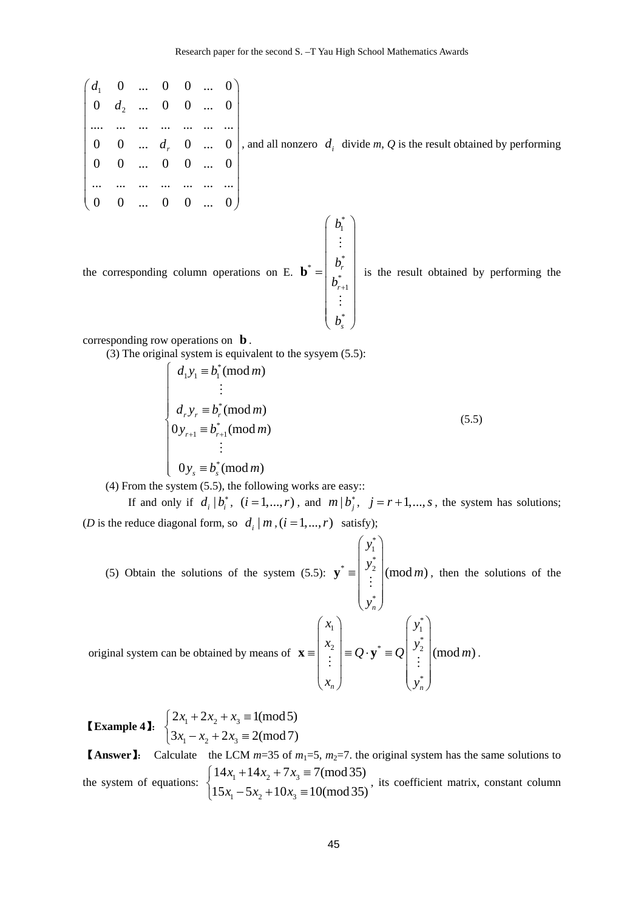$$\begin{pmatrix} d_1 & 0 & ... & 0 & 0 & ... & 0 \\ 0 & d_2 & ... & 0 & 0 & ... & 0 \\ .... & ... & ... & ... & ... & ... & ... \\ 0 & 0 & ... & d_r & 0 & ... & 0 \\ 0 & 0 & ... & 0 & 0 & ... & 0 \\ ... & ... & ... & ... & ... & ... & ... \\ 0 & 0 & ... & 0 & 0 & ... & 0 \end{pmatrix}$$

, and all nonzero $d_i$ divide *m*, *Q* is the result obtained by performing the corresponding column operations on E. $\mathbf{b}^* = \begin{pmatrix} b_1^* \\ \vdots \\ b_r^* \\ b_{r+1}^* \\ \vdots \\ b_s^* \end{pmatrix}$ is the result obtained by performing the corresponding row operations on $\mathbf{b}$.

(3) The original system is equivalent to the sysyem (5.5):

$$\begin{cases} d_1 y_1 \equiv b_1^* (\bmod m) \\ \quad\vdots \\ d_r y_r \equiv b_r^* (\bmod m) \\ 0 y_{r+1} \equiv b_{r+1}^* (\bmod m) \\ \quad\vdots \\ 0 y_s \equiv b_s^* (\bmod m) \end{cases} \tag{5.5}$$

(4) From the system (5.5), the following works are easy::

If and only if $d_i \mid b_i^*,\ (i = 1, ..., r)$, and $m \mid b_j^*,\ \ j = r+1, ..., s$, the system has solutions; (*D* is the reduce diagonal form, so $d_i \mid m$, $(i = 1, ..., r)$ satisfy);

(5) Obtain the solutions of the system (5.5): $\mathbf{y}^* \equiv \begin{pmatrix} y_1^* \\ y_2^* \\ \vdots \\ y_n^* \end{pmatrix} (\bmod m)$, then the solutions of the original system can be obtained by means of $\mathbf{x} \equiv \begin{pmatrix} x_1 \\ x_2 \\ \vdots \\ x_n \end{pmatrix} \equiv Q \cdot \mathbf{y}^* \equiv Q \begin{pmatrix} y_1^* \\ y_2^* \\ \vdots \\ y_n^* \end{pmatrix} (\bmod m)$.

**【Example 4】**: $\begin{cases} 2x_1 + 2x_2 + x_3 \equiv 1 (\bmod 5) \\ 3x_1 - x_2 + 2x_3 \equiv 2 (\bmod 7) \end{cases}$

**【Answer】**: Calculate the LCM *m*=35 of $m_1$=5, $m_2$=7. the original system has the same solutions to the system of equations: $\begin{cases} 14x_1 + 14x_2 + 7x_3 \equiv 7 (\bmod 35) \\ 15x_1 - 5x_2 + 10x_3 \equiv 10 (\bmod 35) \end{cases}$, its coefficient matrix, constant column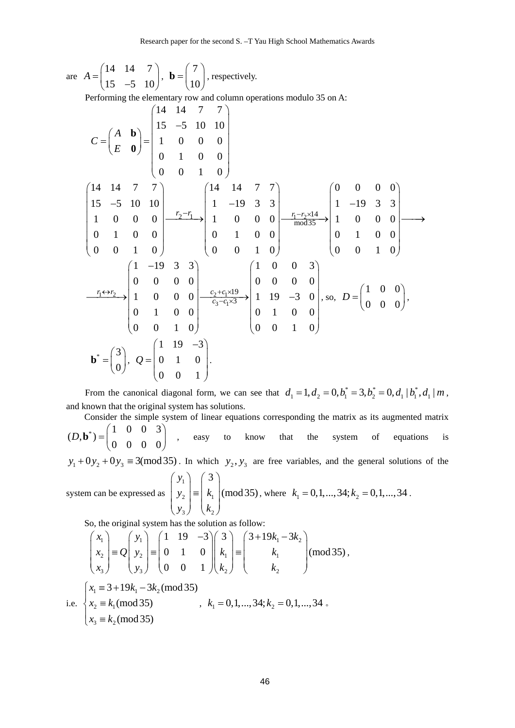are $A = \begin{pmatrix} 14 & 14 & 7 \\ 15 & -5 & 10 \end{pmatrix}$, $\mathbf{b} = \begin{pmatrix} 7 \\ 10 \end{pmatrix}$, respectively.

Performing the elementary row and column operations modulo 35 on A:

$$C = \begin{pmatrix} A & \mathbf{b} \\ E & \mathbf{0} \end{pmatrix} = \begin{pmatrix} 14 & 14 & 7 & 7 \\ 15 & -5 & 10 & 10 \\ 1 & 0 & 0 & 0 \\ 0 & 1 & 0 & 0 \\ 0 & 0 & 1 & 0 \end{pmatrix}$$

$$\begin{pmatrix} 14 & 14 & 7 & 7 \\ 15 & -5 & 10 & 10 \\ 1 & 0 & 0 & 0 \\ 0 & 1 & 0 & 0 \\ 0 & 0 & 1 & 0 \end{pmatrix} \xrightarrow{r_2 - r_1} \begin{pmatrix} 14 & 14 & 7 & 7 \\ 1 & -19 & 3 & 3 \\ 1 & 0 & 0 & 0 \\ 0 & 1 & 0 & 0 \\ 0 & 0 & 1 & 0 \end{pmatrix} \xrightarrow[\bmod 35]{r_1 - r_2 \times 14} \begin{pmatrix} 0 & 0 & 0 & 0 \\ 1 & -19 & 3 & 3 \\ 1 & 0 & 0 & 0 \\ 0 & 1 & 0 & 0 \\ 0 & 0 & 1 & 0 \end{pmatrix} \longrightarrow$$

$$\xrightarrow{r_1 \leftrightarrow r_2} \begin{pmatrix} 1 & -19 & 3 & 3 \\ 0 & 0 & 0 & 0 \\ 1 & 0 & 0 & 0 \\ 0 & 1 & 0 & 0 \\ 0 & 0 & 1 & 0 \end{pmatrix} \xrightarrow[c_3 - c_1 \times 3]{c_2 + c_1 \times 19} \begin{pmatrix} 1 & 0 & 0 & 3 \\ 0 & 0 & 0 & 0 \\ 1 & 19 & -3 & 0 \\ 0 & 1 & 0 & 0 \\ 0 & 0 & 1 & 0 \end{pmatrix}, \text{ so, } D = \begin{pmatrix} 1 & 0 & 0 \\ 0 & 0 & 0 \end{pmatrix},$$

$$\mathbf{b}^* = \begin{pmatrix} 3 \\ 0 \end{pmatrix}, \quad Q = \begin{pmatrix} 1 & 19 & -3 \\ 0 & 1 & 0 \\ 0 & 0 & 1 \end{pmatrix}.$$

From the canonical diagonal form, we can see that $d_1 = 1, d_2 = 0, b_1^* = 3, b_2^* = 0, d_1 \mid b_1^*, d_1 \mid m$, and known that the original system has solutions.

Consider the simple system of linear equations corresponding the matrix as its augmented matrix $(D, \mathbf{b}^*) = \begin{pmatrix} 1 & 0 & 0 & 3 \\ 0 & 0 & 0 & 0 \end{pmatrix}$, easy to know that the system of equations is $y_1 + 0y_2 + 0y_3 \equiv 3 (\bmod 35)$. In which $y_2, y_3$ are free variables, and the general solutions of the system can be expressed as $\begin{pmatrix} y_1 \\ y_2 \\ y_3 \end{pmatrix} \equiv \begin{pmatrix} 3 \\ k_1 \\ k_2 \end{pmatrix} (\bmod 35)$, where $k_1 = 0,1,...,34; k_2 = 0,1,...,34$.

So, the original system has the solution as follow:

$$\begin{pmatrix} x_1 \\ x_2 \\ x_3 \end{pmatrix} \equiv Q \begin{pmatrix} y_1 \\ y_2 \\ y_3 \end{pmatrix} \equiv \begin{pmatrix} 1 & 19 & -3 \\ 0 & 1 & 0 \\ 0 & 0 & 1 \end{pmatrix} \begin{pmatrix} 3 \\ k_1 \\ k_2 \end{pmatrix} \equiv \begin{pmatrix} 3 + 19k_1 - 3k_2 \\ k_1 \\ k_2 \end{pmatrix} (\bmod 35),$$

i.e. $\begin{cases} x_1 \equiv 3 + 19k_1 - 3k_2 (\bmod 35) \\ x_2 \equiv k_1 (\bmod 35) \\ x_3 \equiv k_2 (\bmod 35) \end{cases}$, $k_1 = 0,1,...,34; k_2 = 0,1,...,34$ 。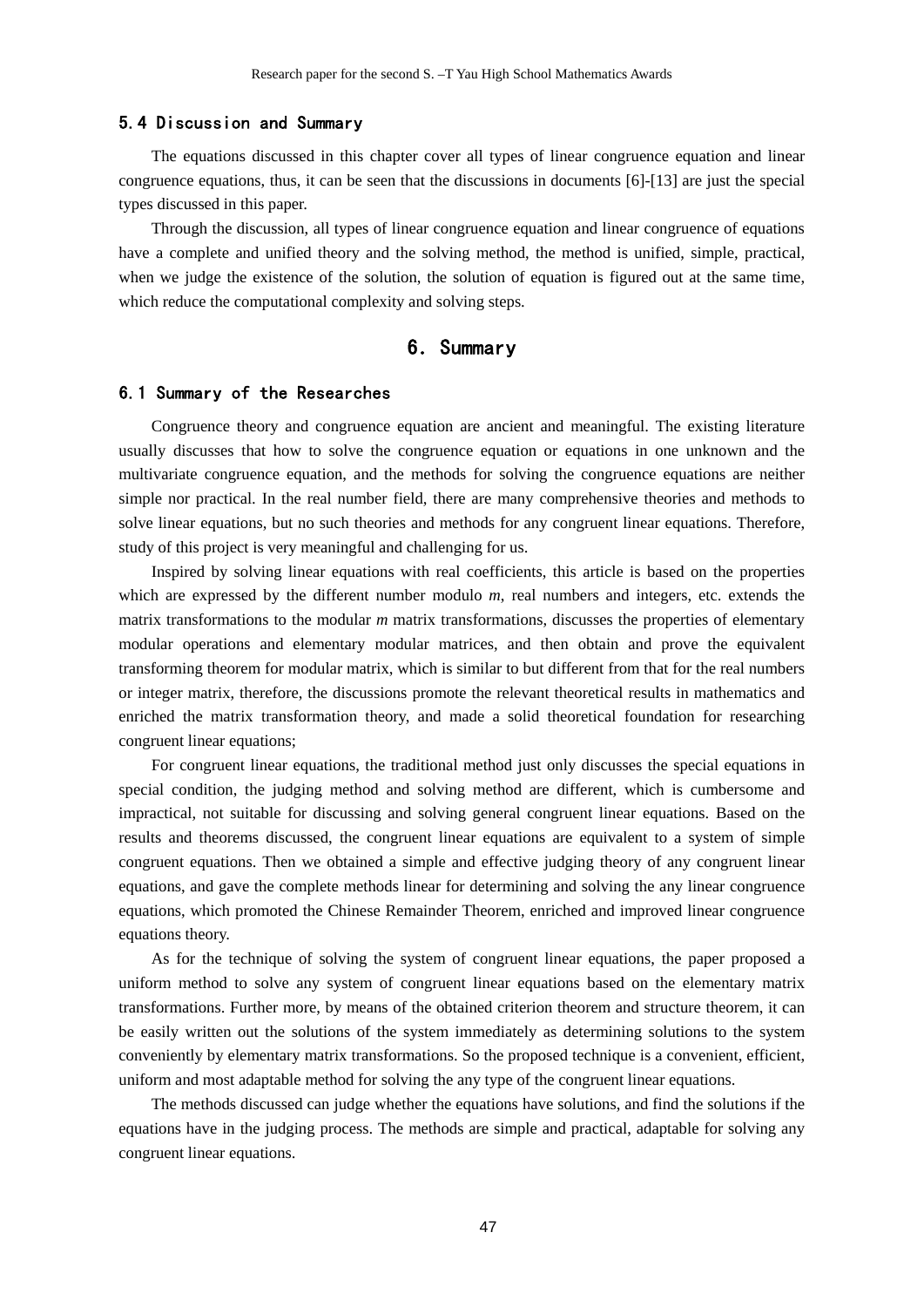### 5.4 Discussion and Summary

The equations discussed in this chapter cover all types of linear congruence equation and linear congruence equations, thus, it can be seen that the discussions in documents [6]-[13] are just the special types discussed in this paper.

Through the discussion, all types of linear congruence equation and linear congruence of equations have a complete and unified theory and the solving method, the method is unified, simple, practical, when we judge the existence of the solution, the solution of equation is figured out at the same time, which reduce the computational complexity and solving steps.

## 6. Summary

### 6.1 Summary of the Researches

Congruence theory and congruence equation are ancient and meaningful. The existing literature usually discusses that how to solve the congruence equation or equations in one unknown and the multivariate congruence equation, and the methods for solving the congruence equations are neither simple nor practical. In the real number field, there are many comprehensive theories and methods to solve linear equations, but no such theories and methods for any congruent linear equations. Therefore, study of this project is very meaningful and challenging for us.

Inspired by solving linear equations with real coefficients, this article is based on the properties which are expressed by the different number modulo $m$, real numbers and integers, etc. extends the matrix transformations to the modular $m$ matrix transformations, discusses the properties of elementary modular operations and elementary modular matrices, and then obtain and prove the equivalent transforming theorem for modular matrix, which is similar to but different from that for the real numbers or integer matrix, therefore, the discussions promote the relevant theoretical results in mathematics and enriched the matrix transformation theory, and made a solid theoretical foundation for researching congruent linear equations;

For congruent linear equations, the traditional method just only discusses the special equations in special condition, the judging method and solving method are different, which is cumbersome and impractical, not suitable for discussing and solving general congruent linear equations. Based on the results and theorems discussed, the congruent linear equations are equivalent to a system of simple congruent equations. Then we obtained a simple and effective judging theory of any congruent linear equations, and gave the complete methods linear for determining and solving the any linear congruence equations, which promoted the Chinese Remainder Theorem, enriched and improved linear congruence equations theory.

As for the technique of solving the system of congruent linear equations, the paper proposed a uniform method to solve any system of congruent linear equations based on the elementary matrix transformations. Further more, by means of the obtained criterion theorem and structure theorem, it can be easily written out the solutions of the system immediately as determining solutions to the system conveniently by elementary matrix transformations. So the proposed technique is a convenient, efficient, uniform and most adaptable method for solving the any type of the congruent linear equations.

The methods discussed can judge whether the equations have solutions, and find the solutions if the equations have in the judging process. The methods are simple and practical, adaptable for solving any congruent linear equations.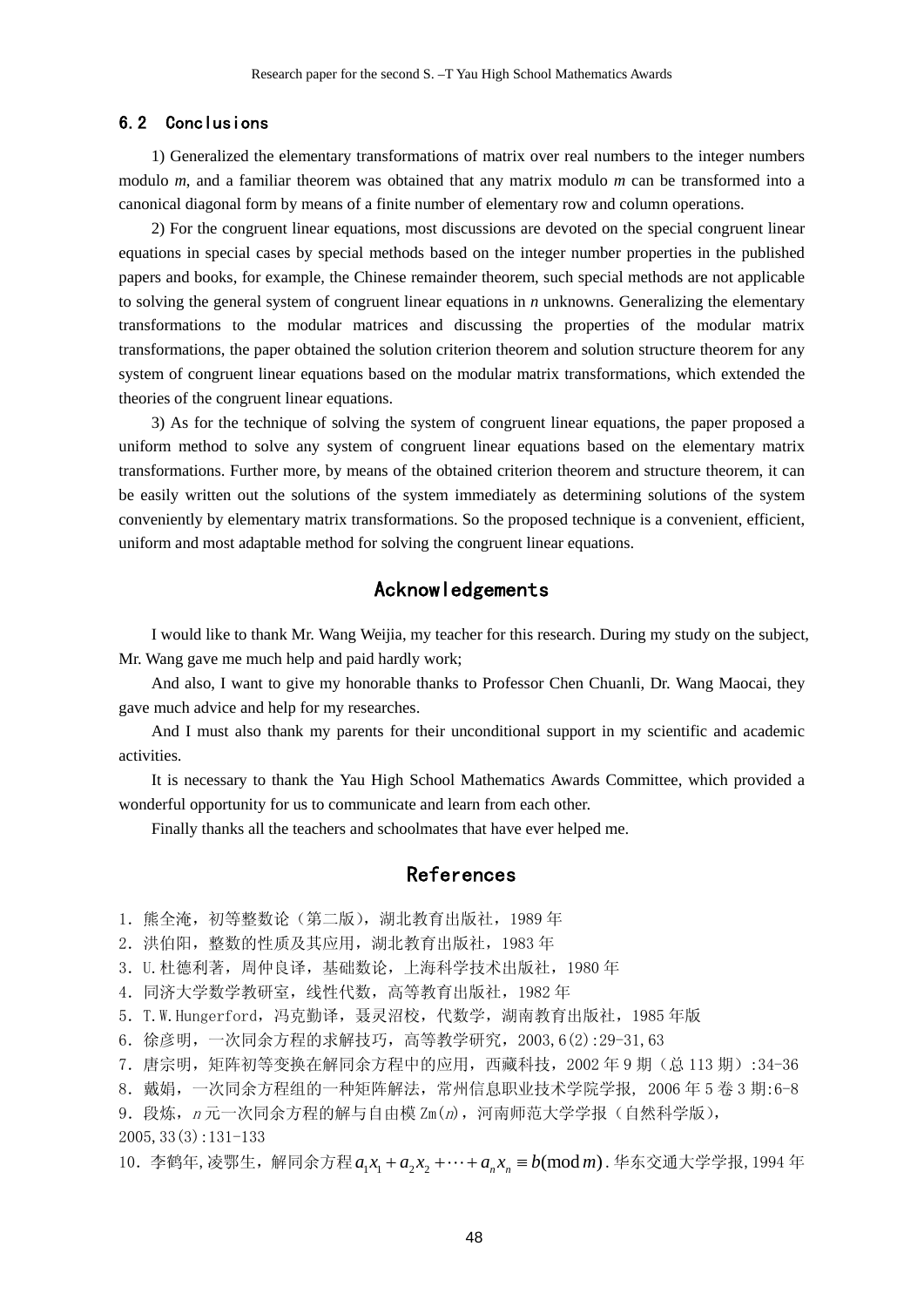### 6.2 Conclusions

1) Generalized the elementary transformations of matrix over real numbers to the integer numbers modulo *m*, and a familiar theorem was obtained that any matrix modulo *m* can be transformed into a canonical diagonal form by means of a finite number of elementary row and column operations.

2) For the congruent linear equations, most discussions are devoted on the special congruent linear equations in special cases by special methods based on the integer number properties in the published papers and books, for example, the Chinese remainder theorem, such special methods are not applicable to solving the general system of congruent linear equations in *n* unknowns. Generalizing the elementary transformations to the modular matrices and discussing the properties of the modular matrix transformations, the paper obtained the solution criterion theorem and solution structure theorem for any system of congruent linear equations based on the modular matrix transformations, which extended the theories of the congruent linear equations.

3) As for the technique of solving the system of congruent linear equations, the paper proposed a uniform method to solve any system of congruent linear equations based on the elementary matrix transformations. Further more, by means of the obtained criterion theorem and structure theorem, it can be easily written out the solutions of the system immediately as determining solutions of the system conveniently by elementary matrix transformations. So the proposed technique is a convenient, efficient, uniform and most adaptable method for solving the congruent linear equations.

## Acknowledgements

I would like to thank Mr. Wang Weijia, my teacher for this research. During my study on the subject, Mr. Wang gave me much help and paid hardly work;

And also, I want to give my honorable thanks to Professor Chen Chuanli, Dr. Wang Maocai, they gave much advice and help for my researches.

And I must also thank my parents for their unconditional support in my scientific and academic activities.

It is necessary to thank the Yau High School Mathematics Awards Committee, which provided a wonderful opportunity for us to communicate and learn from each other.

Finally thanks all the teachers and schoolmates that have ever helped me.

## References

1. 熊全淹，初等整数论（第二版），湖北教育出版社，1989 年
2. 洪伯阳，整数的性质及其应用，湖北教育出版社，1983 年
3. U.杜德利著，周仲良译，基础数论，上海科学技术出版社，1980 年
4. 同济大学数学教研室，线性代数，高等教育出版社，1982 年
5. T.W.Hungerford，冯克勤译，聂灵沼校，代数学，湖南教育出版社，1985 年版
6. 徐彦明，一次同余方程的求解技巧，高等教学研究，2003,6(2):29-31,63
7. 唐宗明，矩阵初等变换在解同余方程中的应用，西藏科技，2002 年 9 期（总 113 期）:34-36
8. 戴娟，一次同余方程组的一种矩阵解法，常州信息职业技术学院学报, 2006 年 5 卷 3 期:6-8
9. 段炼，*n* 元一次同余方程的解与自由模 Zm(*n*)，河南师范大学学报（自然科学版），2005,33(3):131-133
10. 李鹤年,凌鄂生，解同余方程 $a_1x_1 + a_2x_2 + \cdots + a_nx_n \equiv b(\bmod m)$. 华东交通大学学报, 1994 年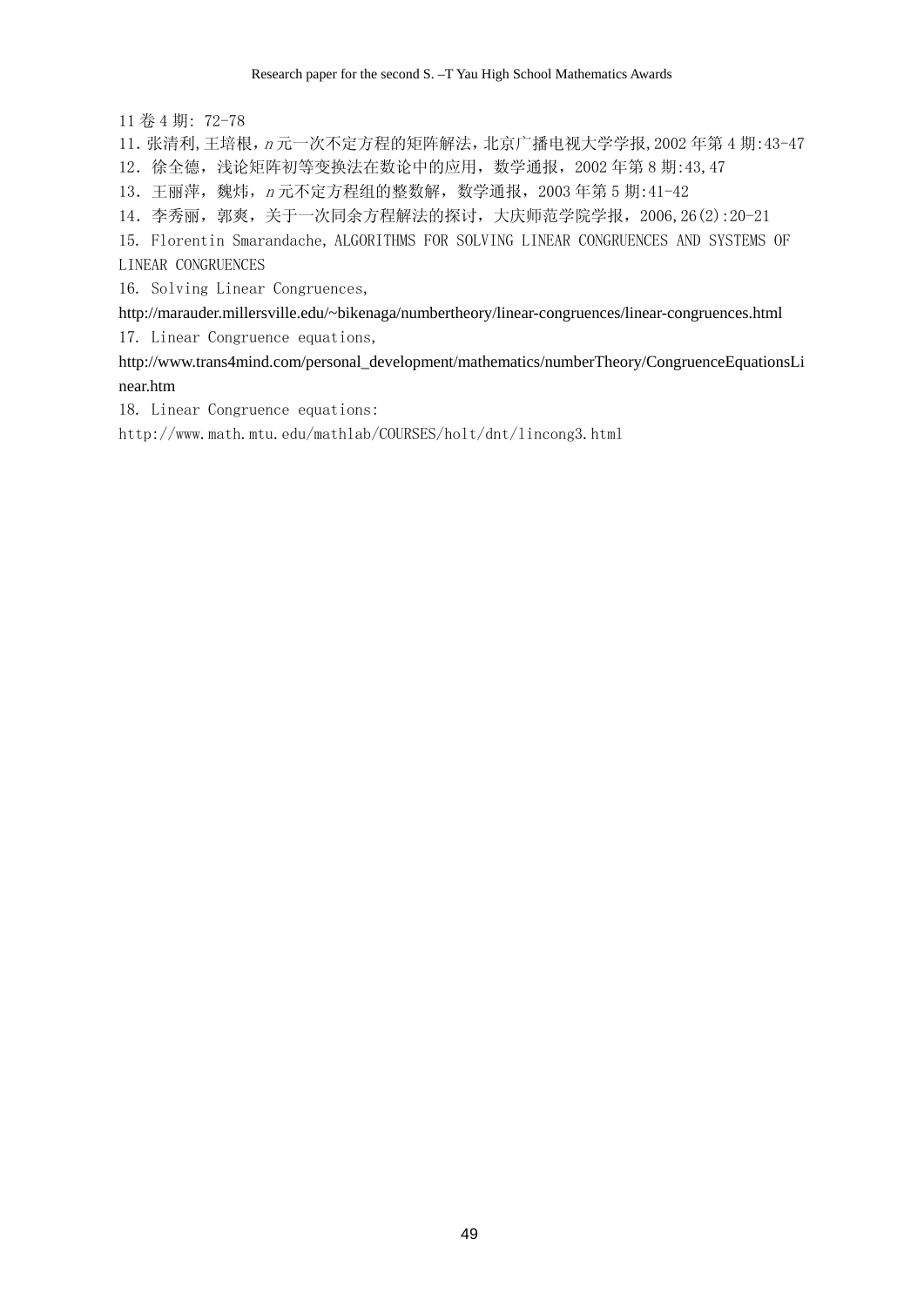11 卷 4 期: 72-78

11. 张清利,王培根，$n$ 元一次不定方程的矩阵解法，北京广播电视大学学报,2002 年第 4 期:43-47

12. 徐全德，浅论矩阵初等变换法在数论中的应用，数学通报，2002 年第 8 期:43,47

13. 王丽萍，魏炜，$n$ 元不定方程组的整数解，数学通报，2003 年第 5 期:41-42

14. 李秀丽，郭爽，关于一次同余方程解法的探讨，大庆师范学院学报，2006,26(2):20-21

15. Florentin Smarandache, ALGORITHMS FOR SOLVING LINEAR CONGRUENCES AND SYSTEMS OF LINEAR CONGRUENCES

16. Solving Linear Congruences,
http://marauder.millersville.edu/~bikenaga/numbertheory/linear-congruences/linear-congruences.html

17. Linear Congruence equations,
http://www.trans4mind.com/personal_development/mathematics/numberTheory/CongruenceEquationsLinear.htm

18. Linear Congruence equations:
http://www.math.mtu.edu/mathlab/COURSES/holt/dnt/lincong3.html